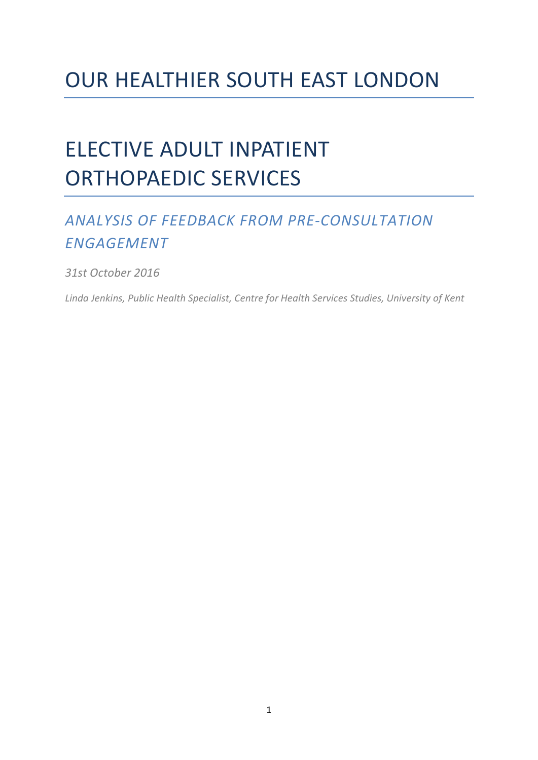# OUR HEALTHIER SOUTH EAST LONDON

# ELECTIVE ADULT INPATIENT ORTHOPAEDIC SERVICES

## *ANALYSIS OF FEEDBACK FROM PRE-CONSULTATION ENGAGEMENT*

*31st October 2016*

*Linda Jenkins, Public Health Specialist, Centre for Health Services Studies, University of Kent*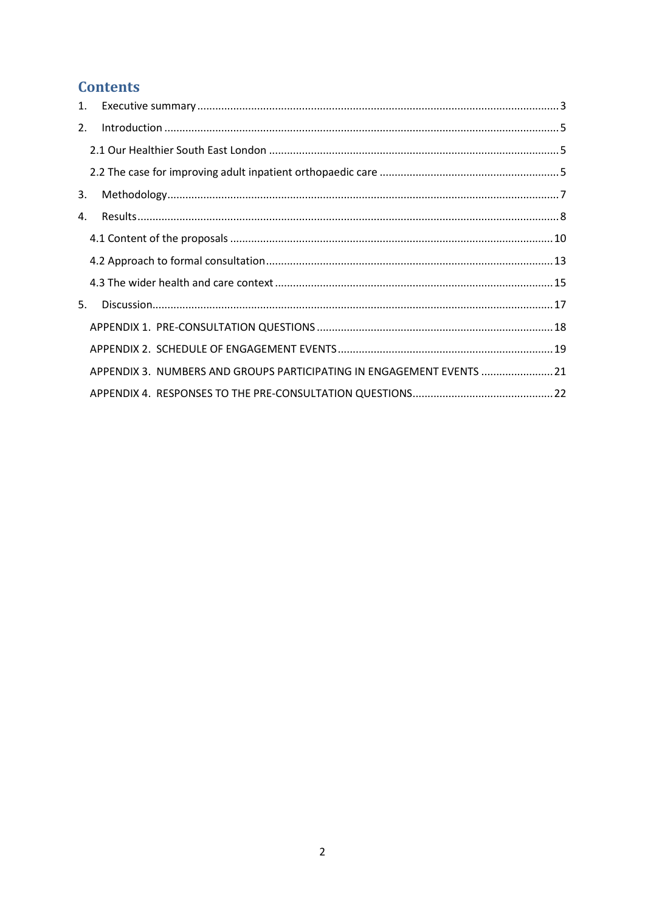# Contents

1. Executive summary ... 3
2. Introduction ... 5
   - 2.1 Our Healthier South East London ... 5
   - 2.2 The case for improving adult inpatient orthopaedic care ... 5
3. Methodology ... 7
4. Results ... 8
   - 4.1 Content of the proposals ... 10
   - 4.2 Approach to formal consultation ... 13
   - 4.3 The wider health and care context ... 15
5. Discussion ... 17
   - APPENDIX 1. PRE-CONSULTATION QUESTIONS ... 18
   - APPENDIX 2. SCHEDULE OF ENGAGEMENT EVENTS ... 19
   - APPENDIX 3. NUMBERS AND GROUPS PARTICIPATING IN ENGAGEMENT EVENTS ... 21
   - APPENDIX 4. RESPONSES TO THE PRE-CONSULTATION QUESTIONS ... 22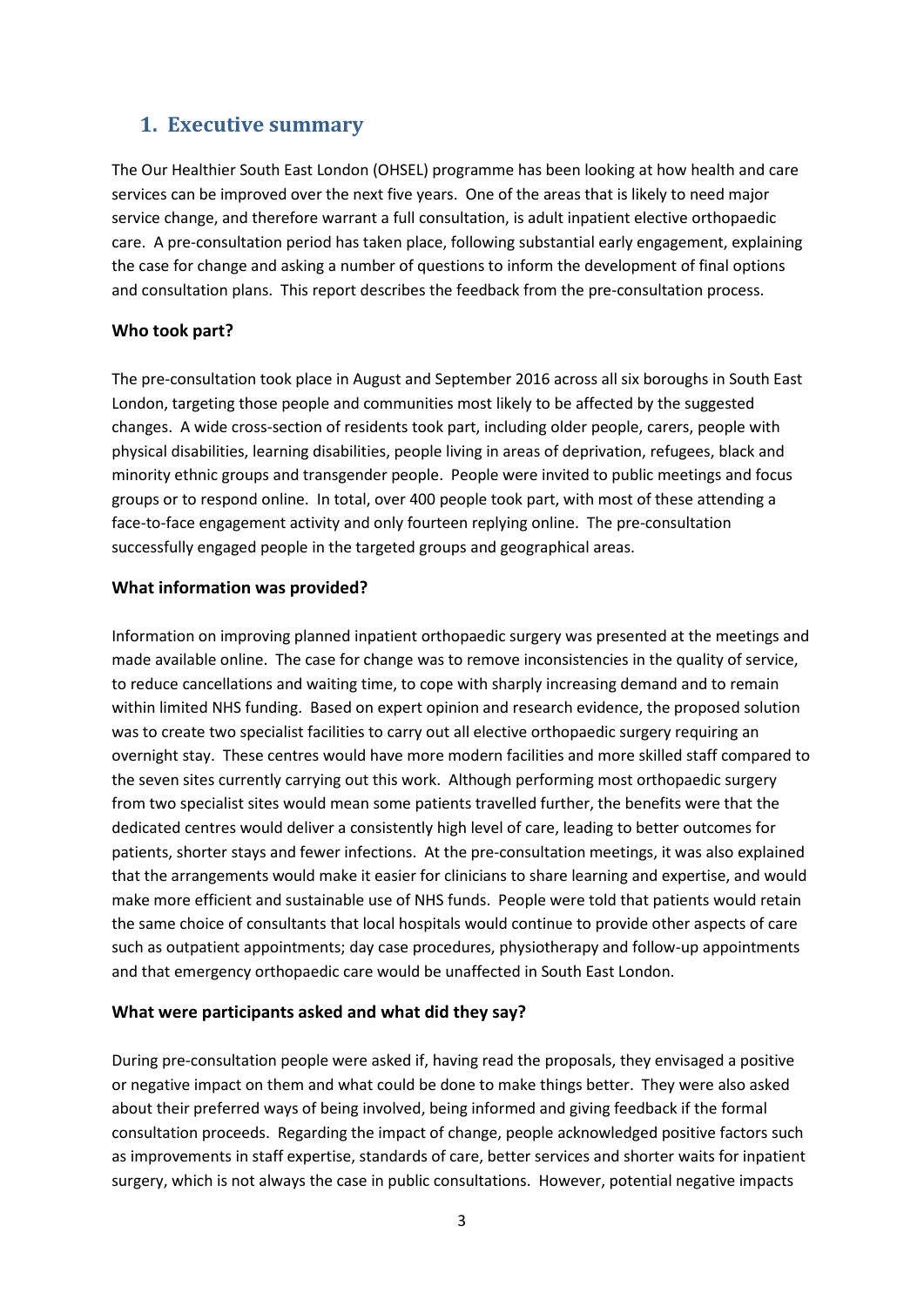## 1. Executive summary

The Our Healthier South East London (OHSEL) programme has been looking at how health and care services can be improved over the next five years. One of the areas that is likely to need major service change, and therefore warrant a full consultation, is adult inpatient elective orthopaedic care. A pre-consultation period has taken place, following substantial early engagement, explaining the case for change and asking a number of questions to inform the development of final options and consultation plans. This report describes the feedback from the pre-consultation process.

### Who took part?

The pre-consultation took place in August and September 2016 across all six boroughs in South East London, targeting those people and communities most likely to be affected by the suggested changes. A wide cross-section of residents took part, including older people, carers, people with physical disabilities, learning disabilities, people living in areas of deprivation, refugees, black and minority ethnic groups and transgender people. People were invited to public meetings and focus groups or to respond online. In total, over 400 people took part, with most of these attending a face-to-face engagement activity and only fourteen replying online. The pre-consultation successfully engaged people in the targeted groups and geographical areas.

### What information was provided?

Information on improving planned inpatient orthopaedic surgery was presented at the meetings and made available online. The case for change was to remove inconsistencies in the quality of service, to reduce cancellations and waiting time, to cope with sharply increasing demand and to remain within limited NHS funding. Based on expert opinion and research evidence, the proposed solution was to create two specialist facilities to carry out all elective orthopaedic surgery requiring an overnight stay. These centres would have more modern facilities and more skilled staff compared to the seven sites currently carrying out this work. Although performing most orthopaedic surgery from two specialist sites would mean some patients travelled further, the benefits were that the dedicated centres would deliver a consistently high level of care, leading to better outcomes for patients, shorter stays and fewer infections. At the pre-consultation meetings, it was also explained that the arrangements would make it easier for clinicians to share learning and expertise, and would make more efficient and sustainable use of NHS funds. People were told that patients would retain the same choice of consultants that local hospitals would continue to provide other aspects of care such as outpatient appointments; day case procedures, physiotherapy and follow-up appointments and that emergency orthopaedic care would be unaffected in South East London.

### What were participants asked and what did they say?

During pre-consultation people were asked if, having read the proposals, they envisaged a positive or negative impact on them and what could be done to make things better. They were also asked about their preferred ways of being involved, being informed and giving feedback if the formal consultation proceeds. Regarding the impact of change, people acknowledged positive factors such as improvements in staff expertise, standards of care, better services and shorter waits for inpatient surgery, which is not always the case in public consultations. However, potential negative impacts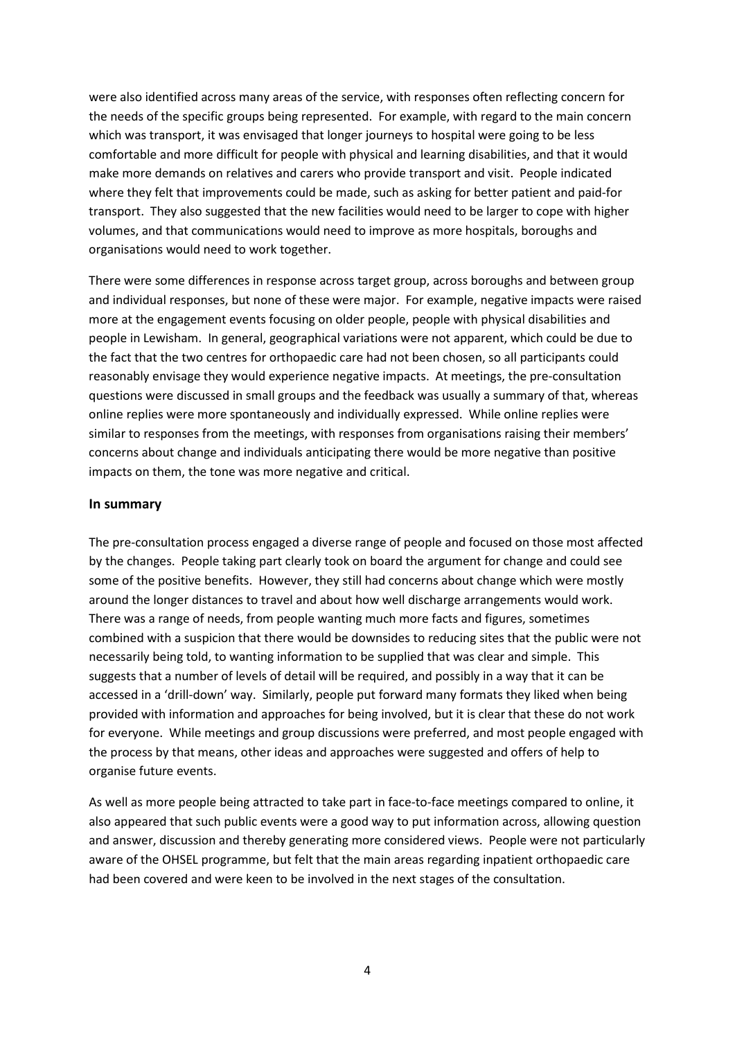were also identified across many areas of the service, with responses often reflecting concern for the needs of the specific groups being represented. For example, with regard to the main concern which was transport, it was envisaged that longer journeys to hospital were going to be less comfortable and more difficult for people with physical and learning disabilities, and that it would make more demands on relatives and carers who provide transport and visit. People indicated where they felt that improvements could be made, such as asking for better patient and paid-for transport. They also suggested that the new facilities would need to be larger to cope with higher volumes, and that communications would need to improve as more hospitals, boroughs and organisations would need to work together.

There were some differences in response across target group, across boroughs and between group and individual responses, but none of these were major. For example, negative impacts were raised more at the engagement events focusing on older people, people with physical disabilities and people in Lewisham. In general, geographical variations were not apparent, which could be due to the fact that the two centres for orthopaedic care had not been chosen, so all participants could reasonably envisage they would experience negative impacts. At meetings, the pre-consultation questions were discussed in small groups and the feedback was usually a summary of that, whereas online replies were more spontaneously and individually expressed. While online replies were similar to responses from the meetings, with responses from organisations raising their members' concerns about change and individuals anticipating there would be more negative than positive impacts on them, the tone was more negative and critical.

## In summary

The pre-consultation process engaged a diverse range of people and focused on those most affected by the changes. People taking part clearly took on board the argument for change and could see some of the positive benefits. However, they still had concerns about change which were mostly around the longer distances to travel and about how well discharge arrangements would work. There was a range of needs, from people wanting much more facts and figures, sometimes combined with a suspicion that there would be downsides to reducing sites that the public were not necessarily being told, to wanting information to be supplied that was clear and simple. This suggests that a number of levels of detail will be required, and possibly in a way that it can be accessed in a 'drill-down' way. Similarly, people put forward many formats they liked when being provided with information and approaches for being involved, but it is clear that these do not work for everyone. While meetings and group discussions were preferred, and most people engaged with the process by that means, other ideas and approaches were suggested and offers of help to organise future events.

As well as more people being attracted to take part in face-to-face meetings compared to online, it also appeared that such public events were a good way to put information across, allowing question and answer, discussion and thereby generating more considered views. People were not particularly aware of the OHSEL programme, but felt that the main areas regarding inpatient orthopaedic care had been covered and were keen to be involved in the next stages of the consultation.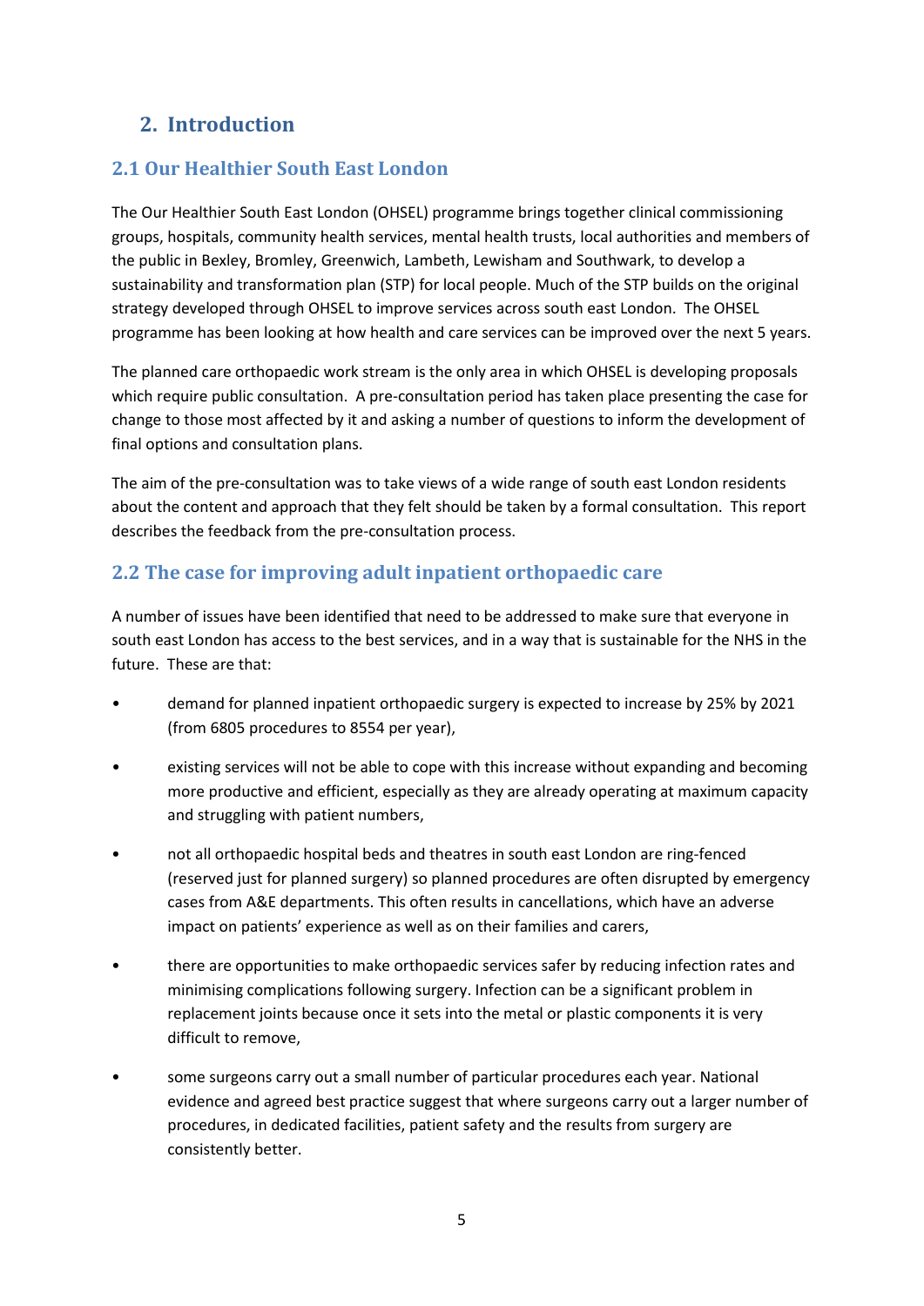## 2. Introduction

### 2.1 Our Healthier South East London

The Our Healthier South East London (OHSEL) programme brings together clinical commissioning groups, hospitals, community health services, mental health trusts, local authorities and members of the public in Bexley, Bromley, Greenwich, Lambeth, Lewisham and Southwark, to develop a sustainability and transformation plan (STP) for local people. Much of the STP builds on the original strategy developed through OHSEL to improve services across south east London. The OHSEL programme has been looking at how health and care services can be improved over the next 5 years.

The planned care orthopaedic work stream is the only area in which OHSEL is developing proposals which require public consultation. A pre-consultation period has taken place presenting the case for change to those most affected by it and asking a number of questions to inform the development of final options and consultation plans.

The aim of the pre-consultation was to take views of a wide range of south east London residents about the content and approach that they felt should be taken by a formal consultation. This report describes the feedback from the pre-consultation process.

### 2.2 The case for improving adult inpatient orthopaedic care

A number of issues have been identified that need to be addressed to make sure that everyone in south east London has access to the best services, and in a way that is sustainable for the NHS in the future. These are that:

- demand for planned inpatient orthopaedic surgery is expected to increase by 25% by 2021 (from 6805 procedures to 8554 per year),
- existing services will not be able to cope with this increase without expanding and becoming more productive and efficient, especially as they are already operating at maximum capacity and struggling with patient numbers,
- not all orthopaedic hospital beds and theatres in south east London are ring-fenced (reserved just for planned surgery) so planned procedures are often disrupted by emergency cases from A&E departments. This often results in cancellations, which have an adverse impact on patients' experience as well as on their families and carers,
- there are opportunities to make orthopaedic services safer by reducing infection rates and minimising complications following surgery. Infection can be a significant problem in replacement joints because once it sets into the metal or plastic components it is very difficult to remove,
- some surgeons carry out a small number of particular procedures each year. National evidence and agreed best practice suggest that where surgeons carry out a larger number of procedures, in dedicated facilities, patient safety and the results from surgery are consistently better.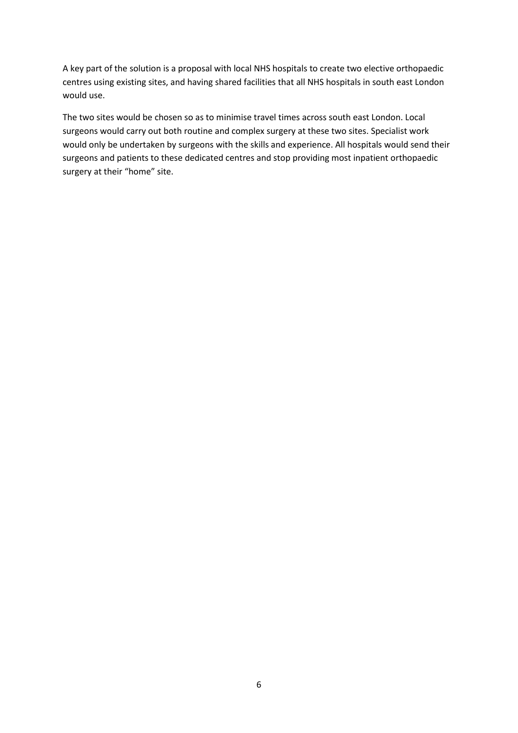A key part of the solution is a proposal with local NHS hospitals to create two elective orthopaedic centres using existing sites, and having shared facilities that all NHS hospitals in south east London would use.

The two sites would be chosen so as to minimise travel times across south east London. Local surgeons would carry out both routine and complex surgery at these two sites. Specialist work would only be undertaken by surgeons with the skills and experience. All hospitals would send their surgeons and patients to these dedicated centres and stop providing most inpatient orthopaedic surgery at their "home" site.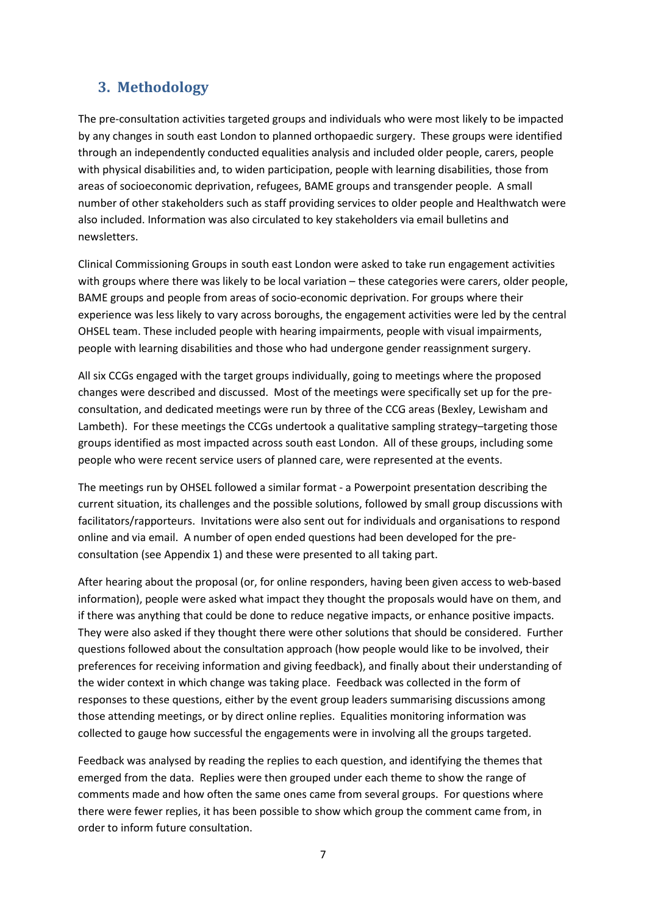## 3. Methodology

The pre-consultation activities targeted groups and individuals who were most likely to be impacted by any changes in south east London to planned orthopaedic surgery. These groups were identified through an independently conducted equalities analysis and included older people, carers, people with physical disabilities and, to widen participation, people with learning disabilities, those from areas of socioeconomic deprivation, refugees, BAME groups and transgender people. A small number of other stakeholders such as staff providing services to older people and Healthwatch were also included. Information was also circulated to key stakeholders via email bulletins and newsletters.

Clinical Commissioning Groups in south east London were asked to take run engagement activities with groups where there was likely to be local variation – these categories were carers, older people, BAME groups and people from areas of socio-economic deprivation. For groups where their experience was less likely to vary across boroughs, the engagement activities were led by the central OHSEL team. These included people with hearing impairments, people with visual impairments, people with learning disabilities and those who had undergone gender reassignment surgery.

All six CCGs engaged with the target groups individually, going to meetings where the proposed changes were described and discussed. Most of the meetings were specifically set up for the pre-consultation, and dedicated meetings were run by three of the CCG areas (Bexley, Lewisham and Lambeth). For these meetings the CCGs undertook a qualitative sampling strategy–targeting those groups identified as most impacted across south east London. All of these groups, including some people who were recent service users of planned care, were represented at the events.

The meetings run by OHSEL followed a similar format - a Powerpoint presentation describing the current situation, its challenges and the possible solutions, followed by small group discussions with facilitators/rapporteurs. Invitations were also sent out for individuals and organisations to respond online and via email. A number of open ended questions had been developed for the pre-consultation (see Appendix 1) and these were presented to all taking part.

After hearing about the proposal (or, for online responders, having been given access to web-based information), people were asked what impact they thought the proposals would have on them, and if there was anything that could be done to reduce negative impacts, or enhance positive impacts. They were also asked if they thought there were other solutions that should be considered. Further questions followed about the consultation approach (how people would like to be involved, their preferences for receiving information and giving feedback), and finally about their understanding of the wider context in which change was taking place. Feedback was collected in the form of responses to these questions, either by the event group leaders summarising discussions among those attending meetings, or by direct online replies. Equalities monitoring information was collected to gauge how successful the engagements were in involving all the groups targeted.

Feedback was analysed by reading the replies to each question, and identifying the themes that emerged from the data. Replies were then grouped under each theme to show the range of comments made and how often the same ones came from several groups. For questions where there were fewer replies, it has been possible to show which group the comment came from, in order to inform future consultation.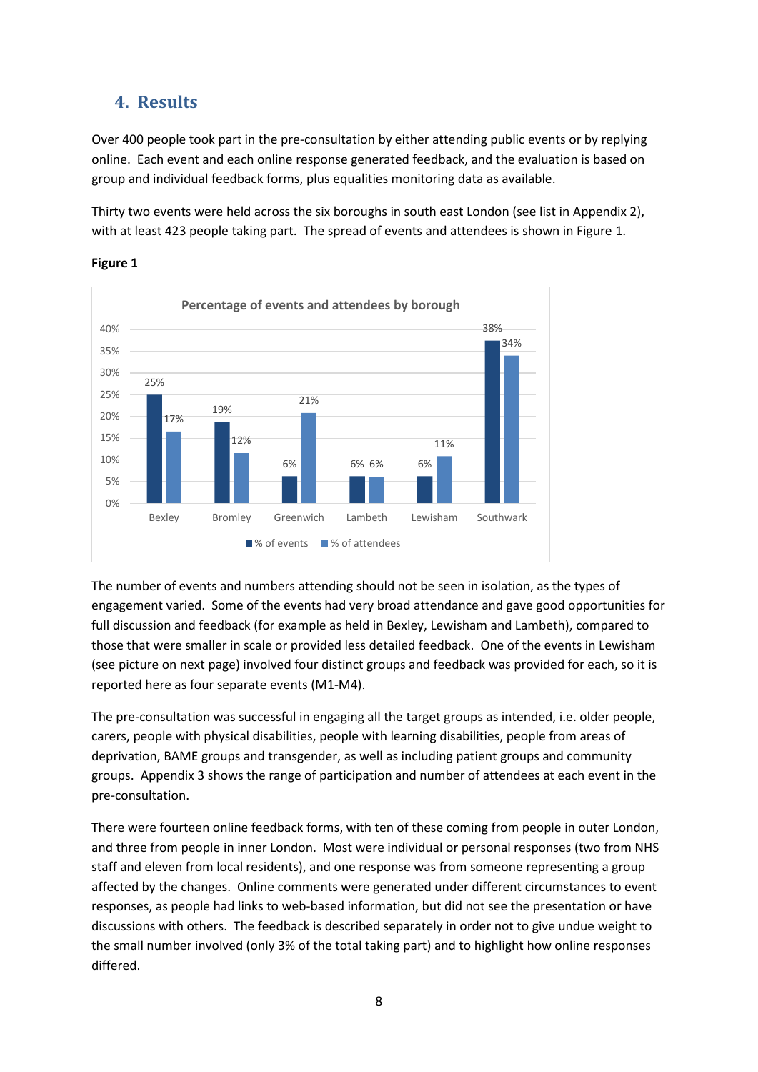## 4. Results

Over 400 people took part in the pre-consultation by either attending public events or by replying online. Each event and each online response generated feedback, and the evaluation is based on group and individual feedback forms, plus equalities monitoring data as available.

Thirty two events were held across the six boroughs in south east London (see list in Appendix 2), with at least 423 people taking part. The spread of events and attendees is shown in Figure 1.

**Figure 1**

Percentage of events and attendees by borough

| Borough | % of events | % of attendees |
| --- | --- | --- |
| Bexley | 25% | 17% |
| Bromley | 19% | 12% |
| Greenwich | 6% | 21% |
| Lambeth | 6% | 6% |
| Lewisham | 6% | 11% |
| Southwark | 38% | 34% |

The number of events and numbers attending should not be seen in isolation, as the types of engagement varied. Some of the events had very broad attendance and gave good opportunities for full discussion and feedback (for example as held in Bexley, Lewisham and Lambeth), compared to those that were smaller in scale or provided less detailed feedback. One of the events in Lewisham (see picture on next page) involved four distinct groups and feedback was provided for each, so it is reported here as four separate events (M1-M4).

The pre-consultation was successful in engaging all the target groups as intended, i.e. older people, carers, people with physical disabilities, people with learning disabilities, people from areas of deprivation, BAME groups and transgender, as well as including patient groups and community groups. Appendix 3 shows the range of participation and number of attendees at each event in the pre-consultation.

There were fourteen online feedback forms, with ten of these coming from people in outer London, and three from people in inner London. Most were individual or personal responses (two from NHS staff and eleven from local residents), and one response was from someone representing a group affected by the changes. Online comments were generated under different circumstances to event responses, as people had links to web-based information, but did not see the presentation or have discussions with others. The feedback is described separately in order not to give undue weight to the small number involved (only 3% of the total taking part) and to highlight how online responses differed.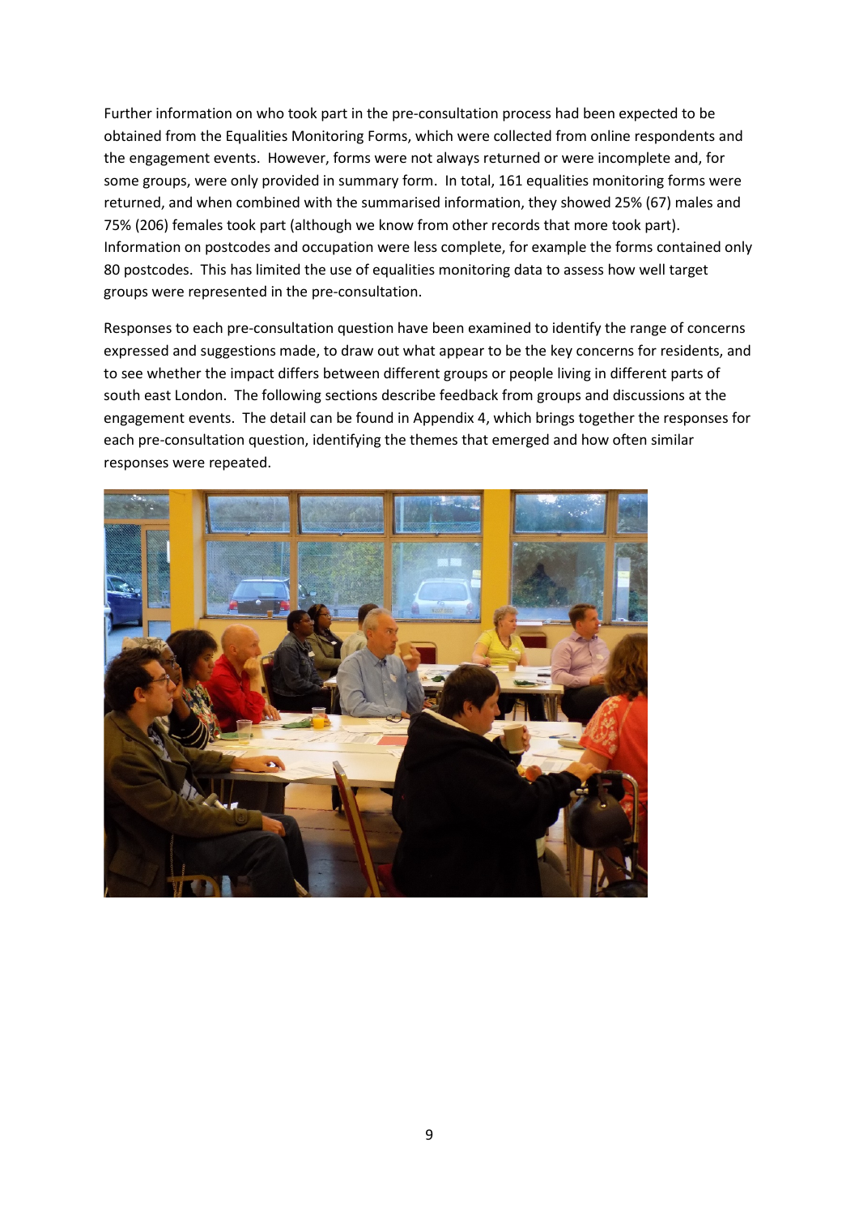Further information on who took part in the pre-consultation process had been expected to be obtained from the Equalities Monitoring Forms, which were collected from online respondents and the engagement events. However, forms were not always returned or were incomplete and, for some groups, were only provided in summary form. In total, 161 equalities monitoring forms were returned, and when combined with the summarised information, they showed 25% (67) males and 75% (206) females took part (although we know from other records that more took part). Information on postcodes and occupation were less complete, for example the forms contained only 80 postcodes. This has limited the use of equalities monitoring data to assess how well target groups were represented in the pre-consultation.

Responses to each pre-consultation question have been examined to identify the range of concerns expressed and suggestions made, to draw out what appear to be the key concerns for residents, and to see whether the impact differs between different groups or people living in different parts of south east London. The following sections describe feedback from groups and discussions at the engagement events. The detail can be found in Appendix 4, which brings together the responses for each pre-consultation question, identifying the themes that emerged and how often similar responses were repeated.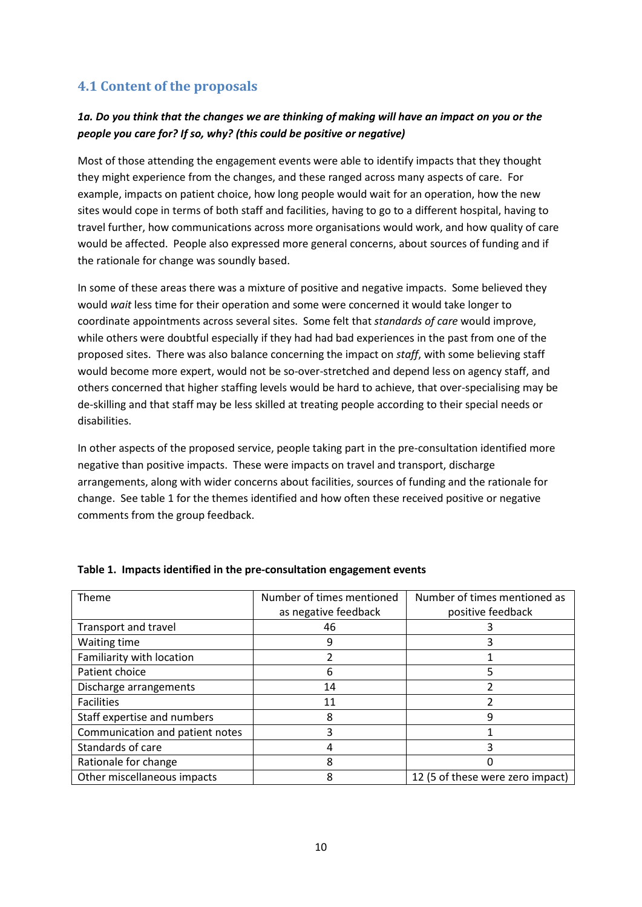## 4.1 Content of the proposals

***1a. Do you think that the changes we are thinking of making will have an impact on you or the people you care for? If so, why? (this could be positive or negative)***

Most of those attending the engagement events were able to identify impacts that they thought they might experience from the changes, and these ranged across many aspects of care. For example, impacts on patient choice, how long people would wait for an operation, how the new sites would cope in terms of both staff and facilities, having to go to a different hospital, having to travel further, how communications across more organisations would work, and how quality of care would be affected. People also expressed more general concerns, about sources of funding and if the rationale for change was soundly based.

In some of these areas there was a mixture of positive and negative impacts. Some believed they would *wait* less time for their operation and some were concerned it would take longer to coordinate appointments across several sites. Some felt that *standards of care* would improve, while others were doubtful especially if they had had bad experiences in the past from one of the proposed sites. There was also balance concerning the impact on *staff*, with some believing staff would become more expert, would not be so-over-stretched and depend less on agency staff, and others concerned that higher staffing levels would be hard to achieve, that over-specialising may be de-skilling and that staff may be less skilled at treating people according to their special needs or disabilities.

In other aspects of the proposed service, people taking part in the pre-consultation identified more negative than positive impacts. These were impacts on travel and transport, discharge arrangements, along with wider concerns about facilities, sources of funding and the rationale for change. See table 1 for the themes identified and how often these received positive or negative comments from the group feedback.

**Table 1. Impacts identified in the pre-consultation engagement events**

| Theme | Number of times mentioned as negative feedback | Number of times mentioned as positive feedback |
|---|---|---|
| Transport and travel | 46 | 3 |
| Waiting time | 9 | 3 |
| Familiarity with location | 2 | 1 |
| Patient choice | 6 | 5 |
| Discharge arrangements | 14 | 2 |
| Facilities | 11 | 2 |
| Staff expertise and numbers | 8 | 9 |
| Communication and patient notes | 3 | 1 |
| Standards of care | 4 | 3 |
| Rationale for change | 8 | 0 |
| Other miscellaneous impacts | 8 | 12 (5 of these were zero impact) |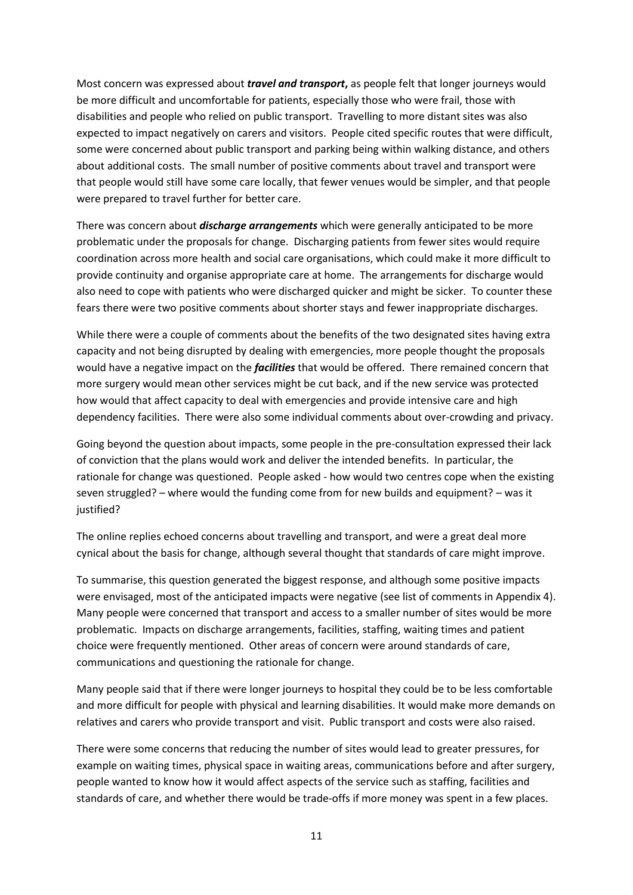Most concern was expressed about ***travel and transport*****,** as people felt that longer journeys would be more difficult and uncomfortable for patients, especially those who were frail, those with disabilities and people who relied on public transport. Travelling to more distant sites was also expected to impact negatively on carers and visitors. People cited specific routes that were difficult, some were concerned about public transport and parking being within walking distance, and others about additional costs. The small number of positive comments about travel and transport were that people would still have some care locally, that fewer venues would be simpler, and that people were prepared to travel further for better care.

There was concern about ***discharge arrangements*** which were generally anticipated to be more problematic under the proposals for change. Discharging patients from fewer sites would require coordination across more health and social care organisations, which could make it more difficult to provide continuity and organise appropriate care at home. The arrangements for discharge would also need to cope with patients who were discharged quicker and might be sicker. To counter these fears there were two positive comments about shorter stays and fewer inappropriate discharges.

While there were a couple of comments about the benefits of the two designated sites having extra capacity and not being disrupted by dealing with emergencies, more people thought the proposals would have a negative impact on the ***facilities*** that would be offered. There remained concern that more surgery would mean other services might be cut back, and if the new service was protected how would that affect capacity to deal with emergencies and provide intensive care and high dependency facilities. There were also some individual comments about over-crowding and privacy.

Going beyond the question about impacts, some people in the pre-consultation expressed their lack of conviction that the plans would work and deliver the intended benefits. In particular, the rationale for change was questioned. People asked - how would two centres cope when the existing seven struggled? – where would the funding come from for new builds and equipment? – was it justified?

The online replies echoed concerns about travelling and transport, and were a great deal more cynical about the basis for change, although several thought that standards of care might improve.

To summarise, this question generated the biggest response, and although some positive impacts were envisaged, most of the anticipated impacts were negative (see list of comments in Appendix 4). Many people were concerned that transport and access to a smaller number of sites would be more problematic. Impacts on discharge arrangements, facilities, staffing, waiting times and patient choice were frequently mentioned. Other areas of concern were around standards of care, communications and questioning the rationale for change.

Many people said that if there were longer journeys to hospital they could be to be less comfortable and more difficult for people with physical and learning disabilities. It would make more demands on relatives and carers who provide transport and visit. Public transport and costs were also raised.

There were some concerns that reducing the number of sites would lead to greater pressures, for example on waiting times, physical space in waiting areas, communications before and after surgery, people wanted to know how it would affect aspects of the service such as staffing, facilities and standards of care, and whether there would be trade-offs if more money was spent in a few places.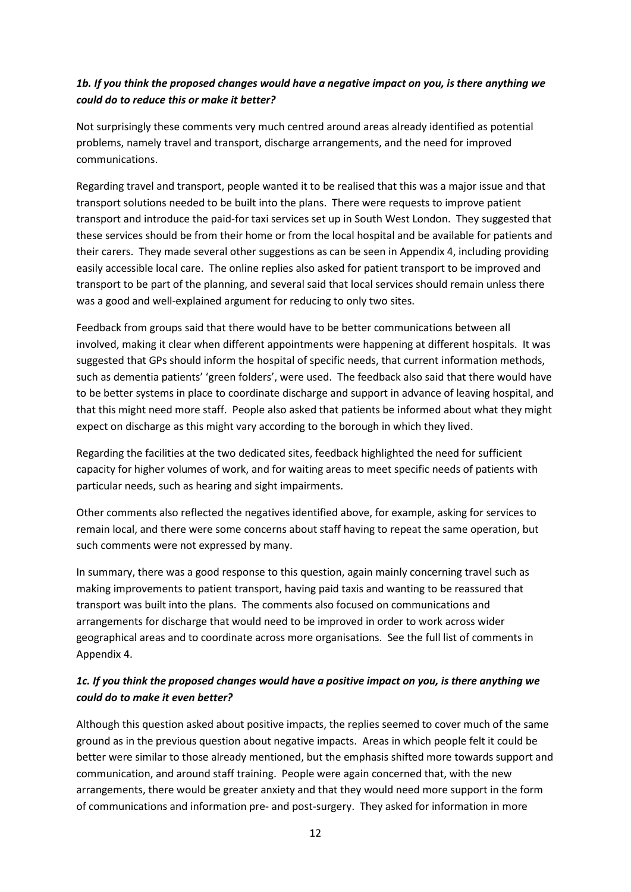**_1b. If you think the proposed changes would have a negative impact on you, is there anything we could do to reduce this or make it better?_**

Not surprisingly these comments very much centred around areas already identified as potential problems, namely travel and transport, discharge arrangements, and the need for improved communications.

Regarding travel and transport, people wanted it to be realised that this was a major issue and that transport solutions needed to be built into the plans. There were requests to improve patient transport and introduce the paid-for taxi services set up in South West London. They suggested that these services should be from their home or from the local hospital and be available for patients and their carers. They made several other suggestions as can be seen in Appendix 4, including providing easily accessible local care. The online replies also asked for patient transport to be improved and transport to be part of the planning, and several said that local services should remain unless there was a good and well-explained argument for reducing to only two sites.

Feedback from groups said that there would have to be better communications between all involved, making it clear when different appointments were happening at different hospitals. It was suggested that GPs should inform the hospital of specific needs, that current information methods, such as dementia patients' 'green folders', were used. The feedback also said that there would have to be better systems in place to coordinate discharge and support in advance of leaving hospital, and that this might need more staff. People also asked that patients be informed about what they might expect on discharge as this might vary according to the borough in which they lived.

Regarding the facilities at the two dedicated sites, feedback highlighted the need for sufficient capacity for higher volumes of work, and for waiting areas to meet specific needs of patients with particular needs, such as hearing and sight impairments.

Other comments also reflected the negatives identified above, for example, asking for services to remain local, and there were some concerns about staff having to repeat the same operation, but such comments were not expressed by many.

In summary, there was a good response to this question, again mainly concerning travel such as making improvements to patient transport, having paid taxis and wanting to be reassured that transport was built into the plans. The comments also focused on communications and arrangements for discharge that would need to be improved in order to work across wider geographical areas and to coordinate across more organisations. See the full list of comments in Appendix 4.

**_1c. If you think the proposed changes would have a positive impact on you, is there anything we could do to make it even better?_**

Although this question asked about positive impacts, the replies seemed to cover much of the same ground as in the previous question about negative impacts. Areas in which people felt it could be better were similar to those already mentioned, but the emphasis shifted more towards support and communication, and around staff training. People were again concerned that, with the new arrangements, there would be greater anxiety and that they would need more support in the form of communications and information pre- and post-surgery. They asked for information in more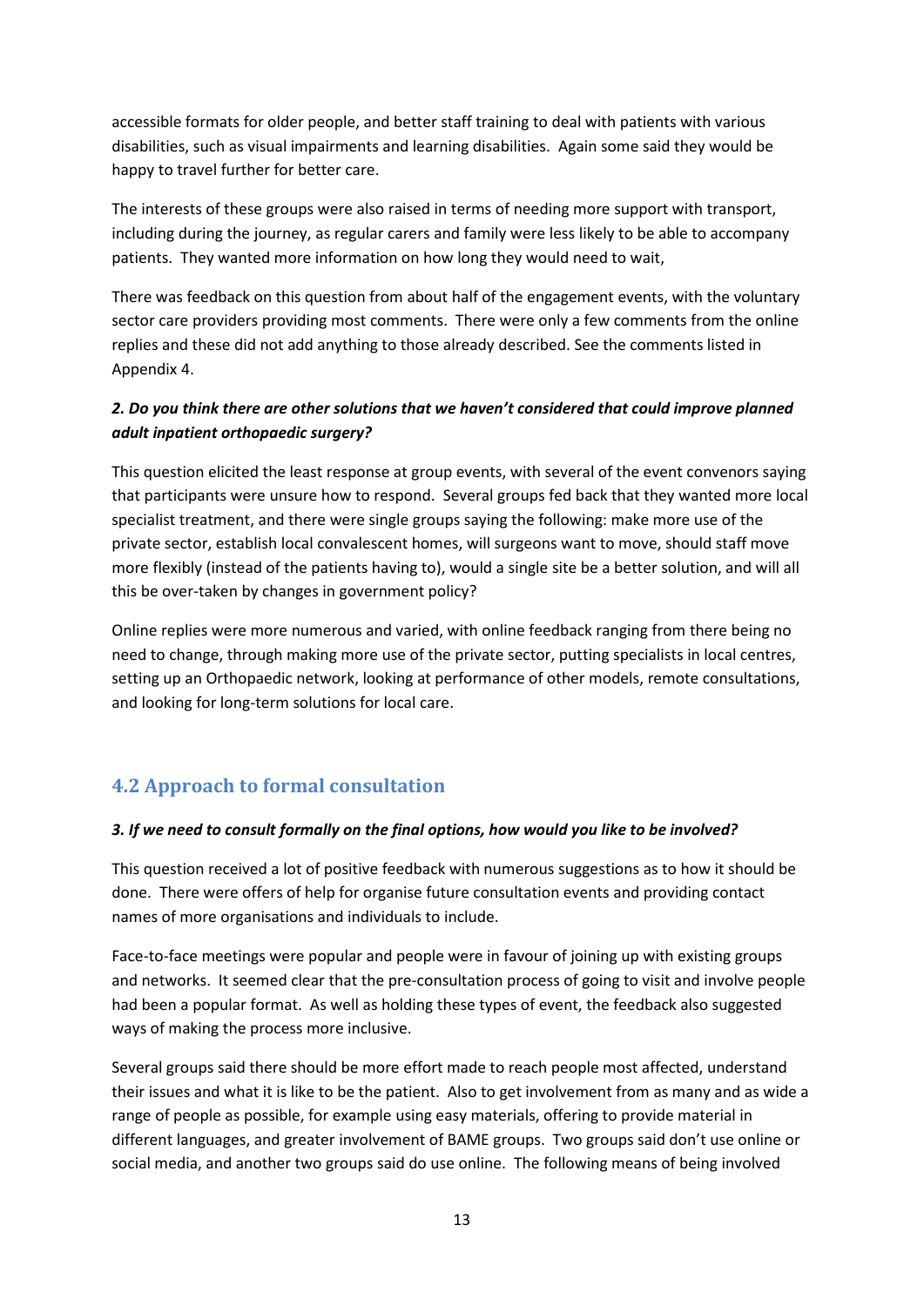accessible formats for older people, and better staff training to deal with patients with various disabilities, such as visual impairments and learning disabilities. Again some said they would be happy to travel further for better care.

The interests of these groups were also raised in terms of needing more support with transport, including during the journey, as regular carers and family were less likely to be able to accompany patients. They wanted more information on how long they would need to wait,

There was feedback on this question from about half of the engagement events, with the voluntary sector care providers providing most comments. There were only a few comments from the online replies and these did not add anything to those already described. See the comments listed in Appendix 4.

***2. Do you think there are other solutions that we haven't considered that could improve planned adult inpatient orthopaedic surgery?***

This question elicited the least response at group events, with several of the event convenors saying that participants were unsure how to respond. Several groups fed back that they wanted more local specialist treatment, and there were single groups saying the following: make more use of the private sector, establish local convalescent homes, will surgeons want to move, should staff move more flexibly (instead of the patients having to), would a single site be a better solution, and will all this be over-taken by changes in government policy?

Online replies were more numerous and varied, with online feedback ranging from there being no need to change, through making more use of the private sector, putting specialists in local centres, setting up an Orthopaedic network, looking at performance of other models, remote consultations, and looking for long-term solutions for local care.

## 4.2 Approach to formal consultation

***3. If we need to consult formally on the final options, how would you like to be involved?***

This question received a lot of positive feedback with numerous suggestions as to how it should be done. There were offers of help for organise future consultation events and providing contact names of more organisations and individuals to include.

Face-to-face meetings were popular and people were in favour of joining up with existing groups and networks. It seemed clear that the pre-consultation process of going to visit and involve people had been a popular format. As well as holding these types of event, the feedback also suggested ways of making the process more inclusive.

Several groups said there should be more effort made to reach people most affected, understand their issues and what it is like to be the patient. Also to get involvement from as many and as wide a range of people as possible, for example using easy materials, offering to provide material in different languages, and greater involvement of BAME groups. Two groups said don't use online or social media, and another two groups said do use online. The following means of being involved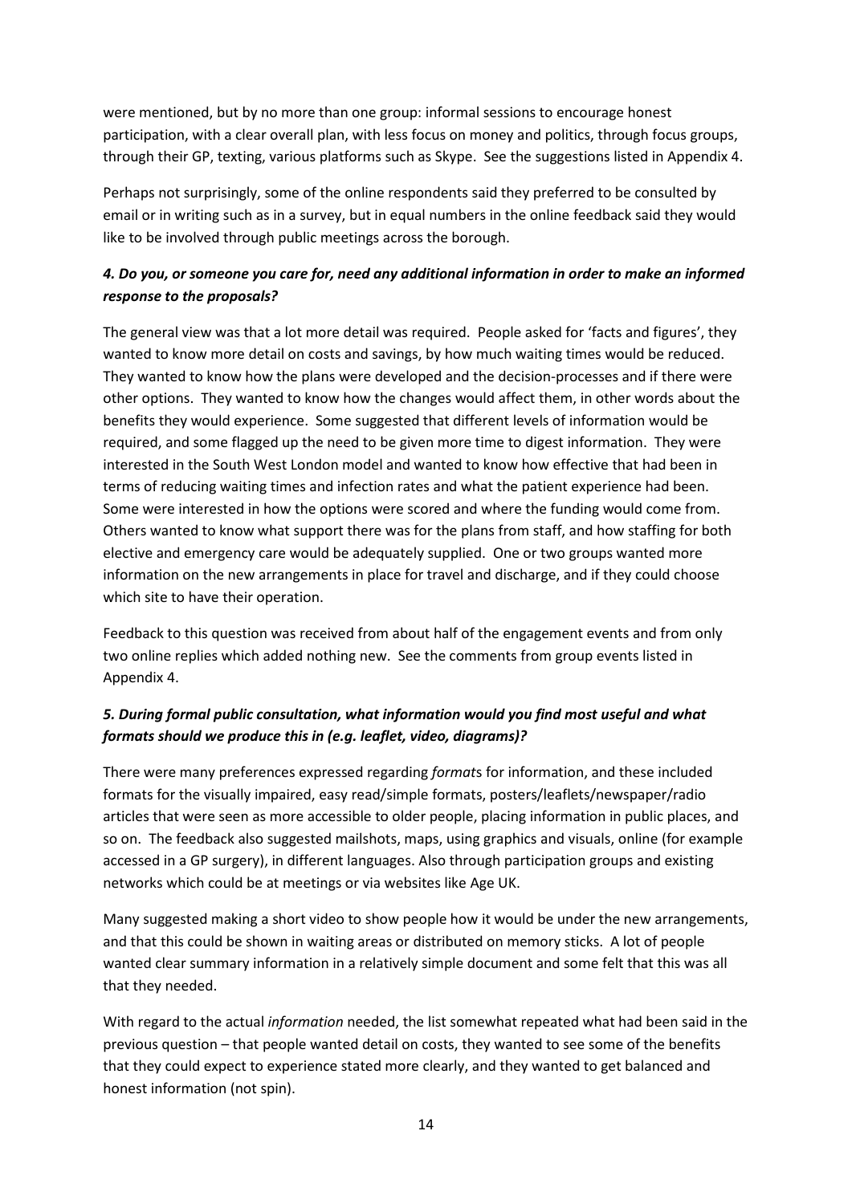were mentioned, but by no more than one group: informal sessions to encourage honest participation, with a clear overall plan, with less focus on money and politics, through focus groups, through their GP, texting, various platforms such as Skype. See the suggestions listed in Appendix 4.

Perhaps not surprisingly, some of the online respondents said they preferred to be consulted by email or in writing such as in a survey, but in equal numbers in the online feedback said they would like to be involved through public meetings across the borough.

### *4. Do you, or someone you care for, need any additional information in order to make an informed response to the proposals?*

The general view was that a lot more detail was required. People asked for 'facts and figures', they wanted to know more detail on costs and savings, by how much waiting times would be reduced. They wanted to know how the plans were developed and the decision-processes and if there were other options. They wanted to know how the changes would affect them, in other words about the benefits they would experience. Some suggested that different levels of information would be required, and some flagged up the need to be given more time to digest information. They were interested in the South West London model and wanted to know how effective that had been in terms of reducing waiting times and infection rates and what the patient experience had been. Some were interested in how the options were scored and where the funding would come from. Others wanted to know what support there was for the plans from staff, and how staffing for both elective and emergency care would be adequately supplied. One or two groups wanted more information on the new arrangements in place for travel and discharge, and if they could choose which site to have their operation.

Feedback to this question was received from about half of the engagement events and from only two online replies which added nothing new. See the comments from group events listed in Appendix 4.

### *5. During formal public consultation, what information would you find most useful and what formats should we produce this in (e.g. leaflet, video, diagrams)?*

There were many preferences expressed regarding *format*s for information, and these included formats for the visually impaired, easy read/simple formats, posters/leaflets/newspaper/radio articles that were seen as more accessible to older people, placing information in public places, and so on. The feedback also suggested mailshots, maps, using graphics and visuals, online (for example accessed in a GP surgery), in different languages. Also through participation groups and existing networks which could be at meetings or via websites like Age UK.

Many suggested making a short video to show people how it would be under the new arrangements, and that this could be shown in waiting areas or distributed on memory sticks. A lot of people wanted clear summary information in a relatively simple document and some felt that this was all that they needed.

With regard to the actual *information* needed, the list somewhat repeated what had been said in the previous question – that people wanted detail on costs, they wanted to see some of the benefits that they could expect to experience stated more clearly, and they wanted to get balanced and honest information (not spin).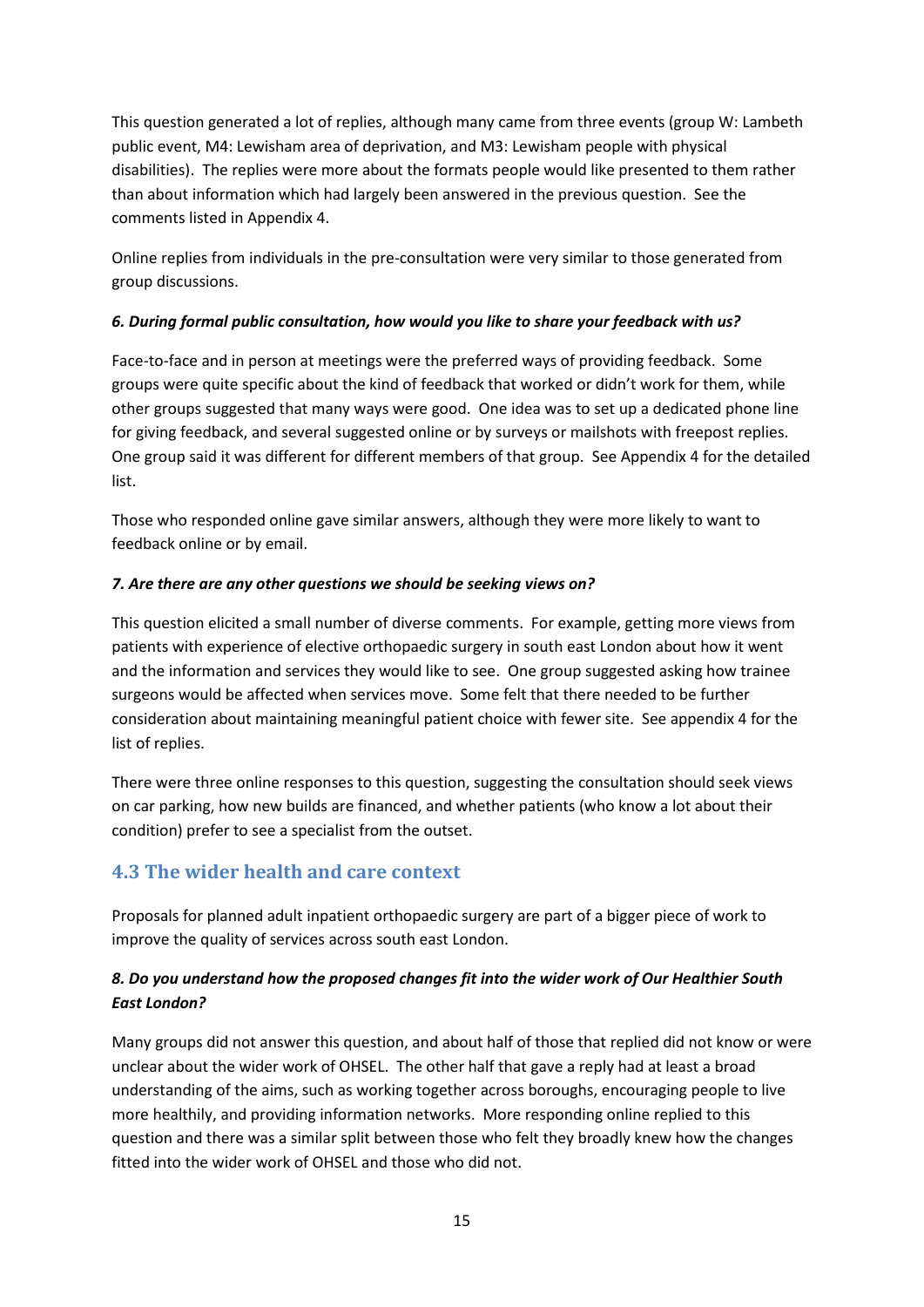This question generated a lot of replies, although many came from three events (group W: Lambeth public event, M4: Lewisham area of deprivation, and M3: Lewisham people with physical disabilities). The replies were more about the formats people would like presented to them rather than about information which had largely been answered in the previous question. See the comments listed in Appendix 4.

Online replies from individuals in the pre-consultation were very similar to those generated from group discussions.

#### *6. During formal public consultation, how would you like to share your feedback with us?*

Face-to-face and in person at meetings were the preferred ways of providing feedback. Some groups were quite specific about the kind of feedback that worked or didn't work for them, while other groups suggested that many ways were good. One idea was to set up a dedicated phone line for giving feedback, and several suggested online or by surveys or mailshots with freepost replies. One group said it was different for different members of that group. See Appendix 4 for the detailed list.

Those who responded online gave similar answers, although they were more likely to want to feedback online or by email.

#### *7. Are there are any other questions we should be seeking views on?*

This question elicited a small number of diverse comments. For example, getting more views from patients with experience of elective orthopaedic surgery in south east London about how it went and the information and services they would like to see. One group suggested asking how trainee surgeons would be affected when services move. Some felt that there needed to be further consideration about maintaining meaningful patient choice with fewer site. See appendix 4 for the list of replies.

There were three online responses to this question, suggesting the consultation should seek views on car parking, how new builds are financed, and whether patients (who know a lot about their condition) prefer to see a specialist from the outset.

## 4.3 The wider health and care context

Proposals for planned adult inpatient orthopaedic surgery are part of a bigger piece of work to improve the quality of services across south east London.

#### *8. Do you understand how the proposed changes fit into the wider work of Our Healthier South East London?*

Many groups did not answer this question, and about half of those that replied did not know or were unclear about the wider work of OHSEL. The other half that gave a reply had at least a broad understanding of the aims, such as working together across boroughs, encouraging people to live more healthily, and providing information networks. More responding online replied to this question and there was a similar split between those who felt they broadly knew how the changes fitted into the wider work of OHSEL and those who did not.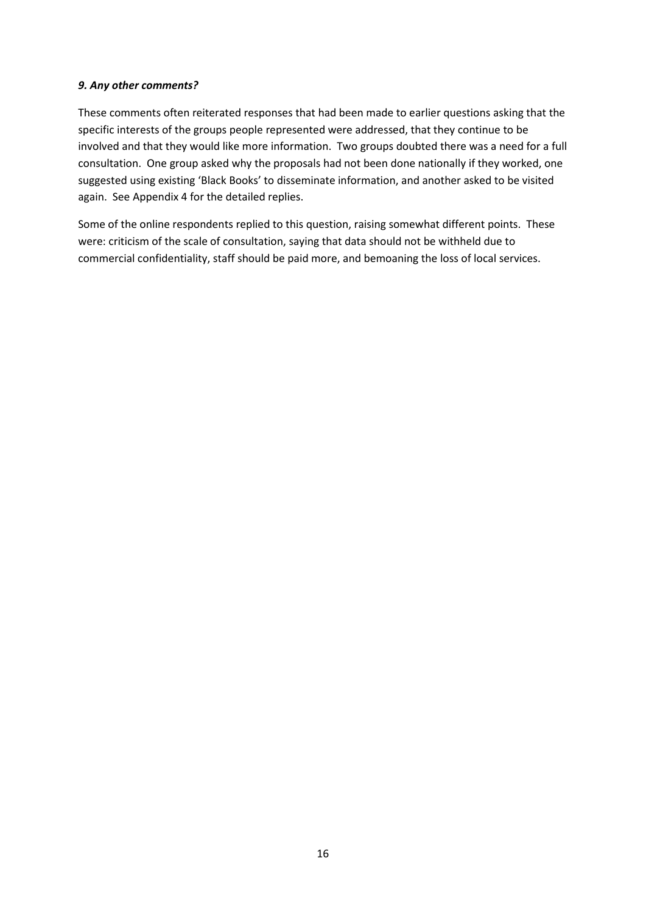### *9. Any other comments?*

These comments often reiterated responses that had been made to earlier questions asking that the specific interests of the groups people represented were addressed, that they continue to be involved and that they would like more information. Two groups doubted there was a need for a full consultation. One group asked why the proposals had not been done nationally if they worked, one suggested using existing 'Black Books' to disseminate information, and another asked to be visited again. See Appendix 4 for the detailed replies.

Some of the online respondents replied to this question, raising somewhat different points. These were: criticism of the scale of consultation, saying that data should not be withheld due to commercial confidentiality, staff should be paid more, and bemoaning the loss of local services.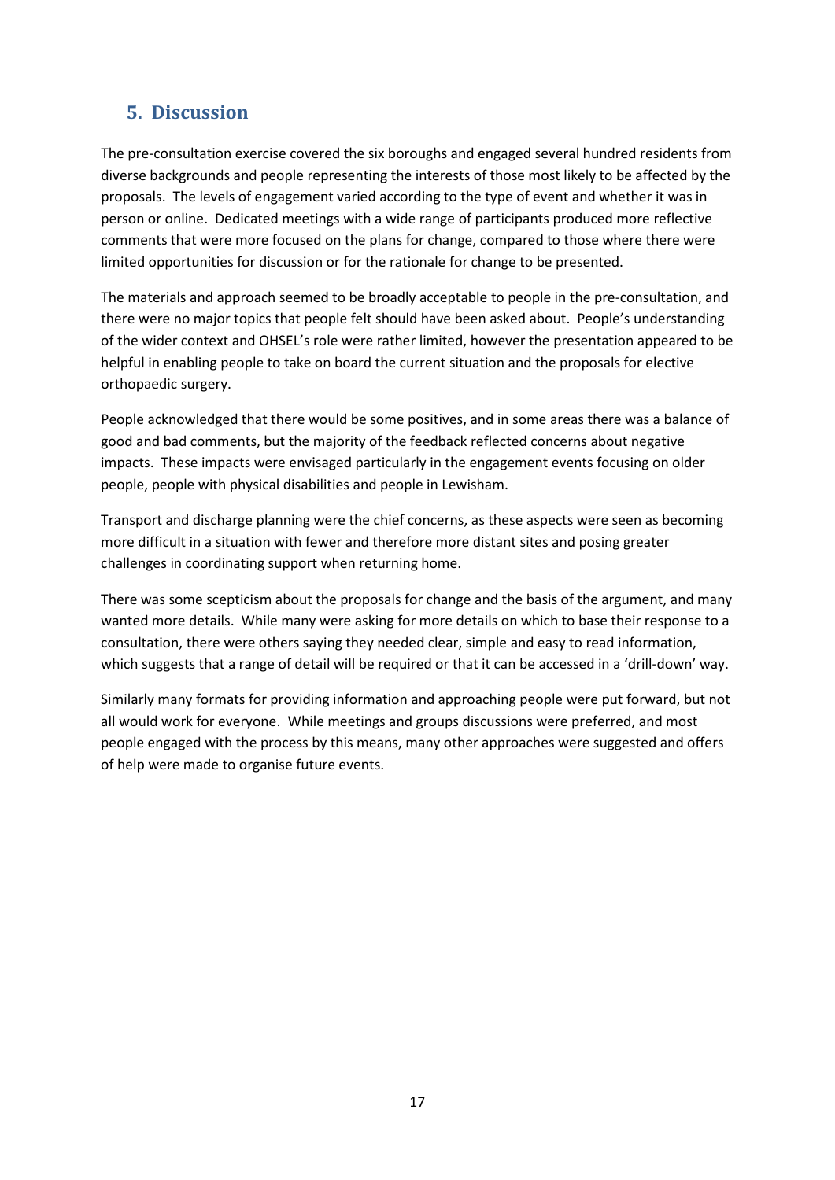## 5. Discussion

The pre-consultation exercise covered the six boroughs and engaged several hundred residents from diverse backgrounds and people representing the interests of those most likely to be affected by the proposals. The levels of engagement varied according to the type of event and whether it was in person or online. Dedicated meetings with a wide range of participants produced more reflective comments that were more focused on the plans for change, compared to those where there were limited opportunities for discussion or for the rationale for change to be presented.

The materials and approach seemed to be broadly acceptable to people in the pre-consultation, and there were no major topics that people felt should have been asked about. People's understanding of the wider context and OHSEL's role were rather limited, however the presentation appeared to be helpful in enabling people to take on board the current situation and the proposals for elective orthopaedic surgery.

People acknowledged that there would be some positives, and in some areas there was a balance of good and bad comments, but the majority of the feedback reflected concerns about negative impacts. These impacts were envisaged particularly in the engagement events focusing on older people, people with physical disabilities and people in Lewisham.

Transport and discharge planning were the chief concerns, as these aspects were seen as becoming more difficult in a situation with fewer and therefore more distant sites and posing greater challenges in coordinating support when returning home.

There was some scepticism about the proposals for change and the basis of the argument, and many wanted more details. While many were asking for more details on which to base their response to a consultation, there were others saying they needed clear, simple and easy to read information, which suggests that a range of detail will be required or that it can be accessed in a 'drill-down' way.

Similarly many formats for providing information and approaching people were put forward, but not all would work for everyone. While meetings and groups discussions were preferred, and most people engaged with the process by this means, many other approaches were suggested and offers of help were made to organise future events.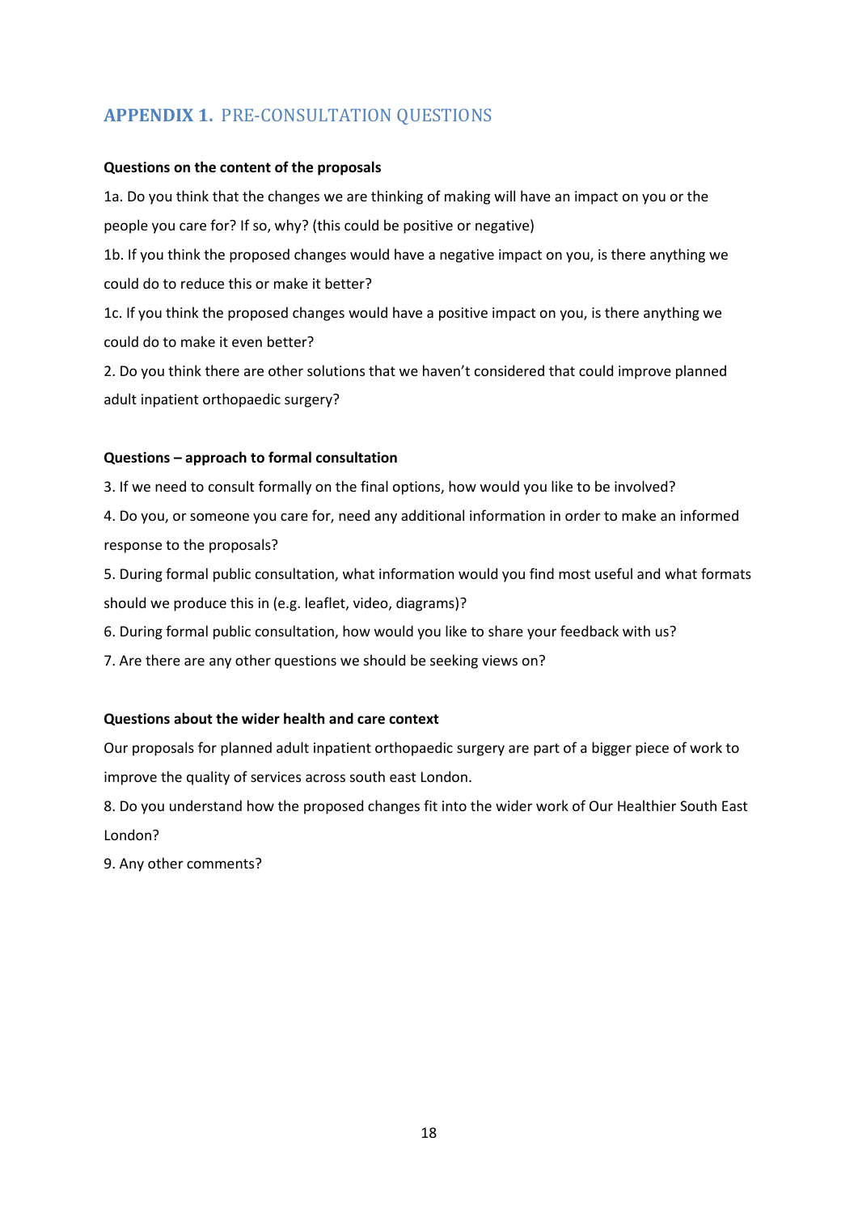## APPENDIX 1. PRE-CONSULTATION QUESTIONS

**Questions on the content of the proposals**

1a. Do you think that the changes we are thinking of making will have an impact on you or the people you care for? If so, why? (this could be positive or negative)

1b. If you think the proposed changes would have a negative impact on you, is there anything we could do to reduce this or make it better?

1c. If you think the proposed changes would have a positive impact on you, is there anything we could do to make it even better?

2. Do you think there are other solutions that we haven't considered that could improve planned adult inpatient orthopaedic surgery?

**Questions – approach to formal consultation**

3. If we need to consult formally on the final options, how would you like to be involved?

4. Do you, or someone you care for, need any additional information in order to make an informed response to the proposals?

5. During formal public consultation, what information would you find most useful and what formats should we produce this in (e.g. leaflet, video, diagrams)?

6. During formal public consultation, how would you like to share your feedback with us?

7. Are there are any other questions we should be seeking views on?

**Questions about the wider health and care context**

Our proposals for planned adult inpatient orthopaedic surgery are part of a bigger piece of work to improve the quality of services across south east London.

8. Do you understand how the proposed changes fit into the wider work of Our Healthier South East London?

9. Any other comments?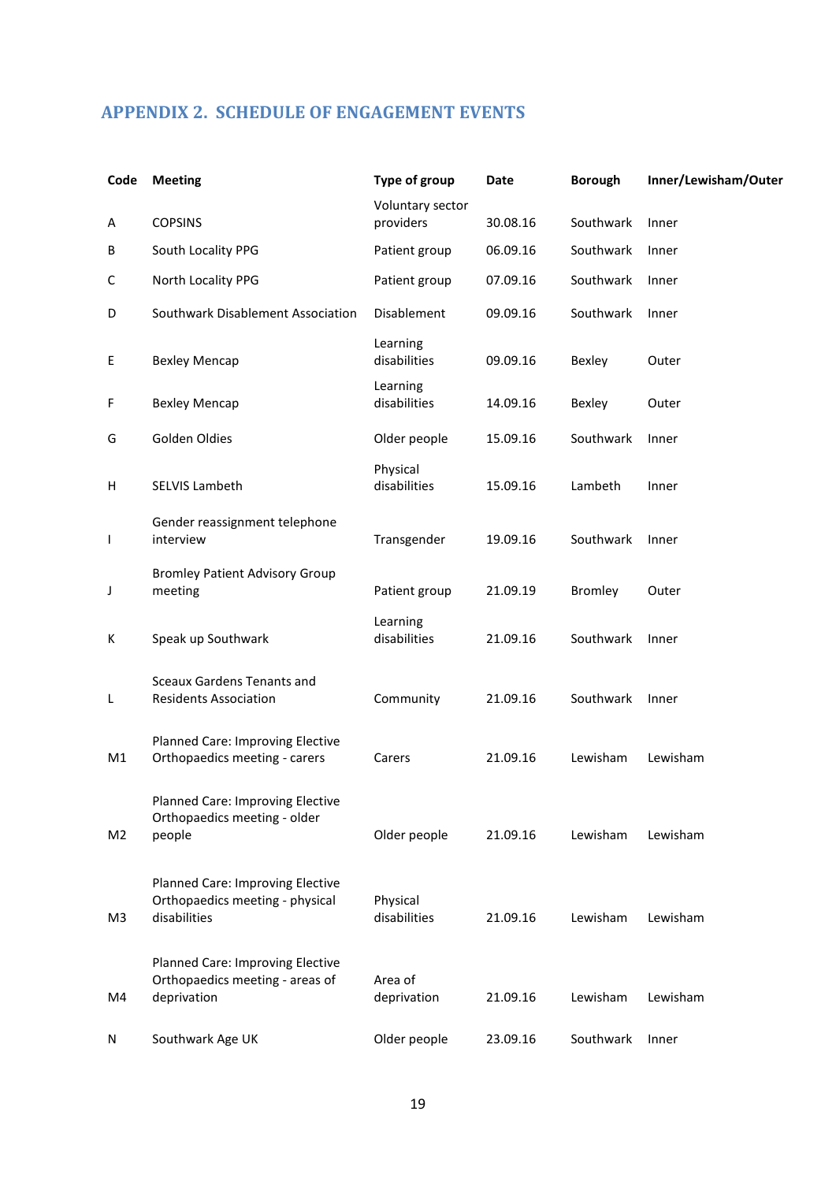## APPENDIX 2. SCHEDULE OF ENGAGEMENT EVENTS

| Code | Meeting | Type of group | Date | Borough | Inner/Lewisham/Outer |
|---|---|---|---|---|---|
| A | COPSINS | Voluntary sector providers | 30.08.16 | Southwark | Inner |
| B | South Locality PPG | Patient group | 06.09.16 | Southwark | Inner |
| C | North Locality PPG | Patient group | 07.09.16 | Southwark | Inner |
| D | Southwark Disablement Association | Disablement | 09.09.16 | Southwark | Inner |
| E | Bexley Mencap | Learning disabilities | 09.09.16 | Bexley | Outer |
| F | Bexley Mencap | Learning disabilities | 14.09.16 | Bexley | Outer |
| G | Golden Oldies | Older people | 15.09.16 | Southwark | Inner |
| H | SELVIS Lambeth | Physical disabilities | 15.09.16 | Lambeth | Inner |
| I | Gender reassignment telephone interview | Transgender | 19.09.16 | Southwark | Inner |
| J | Bromley Patient Advisory Group meeting | Patient group | 21.09.19 | Bromley | Outer |
| K | Speak up Southwark | Learning disabilities | 21.09.16 | Southwark | Inner |
| L | Sceaux Gardens Tenants and Residents Association | Community | 21.09.16 | Southwark | Inner |
| M1 | Planned Care: Improving Elective Orthopaedics meeting - carers | Carers | 21.09.16 | Lewisham | Lewisham |
| M2 | Planned Care: Improving Elective Orthopaedics meeting - older people | Older people | 21.09.16 | Lewisham | Lewisham |
| M3 | Planned Care: Improving Elective Orthopaedics meeting - physical disabilities | Physical disabilities | 21.09.16 | Lewisham | Lewisham |
| M4 | Planned Care: Improving Elective Orthopaedics meeting - areas of deprivation | Area of deprivation | 21.09.16 | Lewisham | Lewisham |
| N | Southwark Age UK | Older people | 23.09.16 | Southwark | Inner |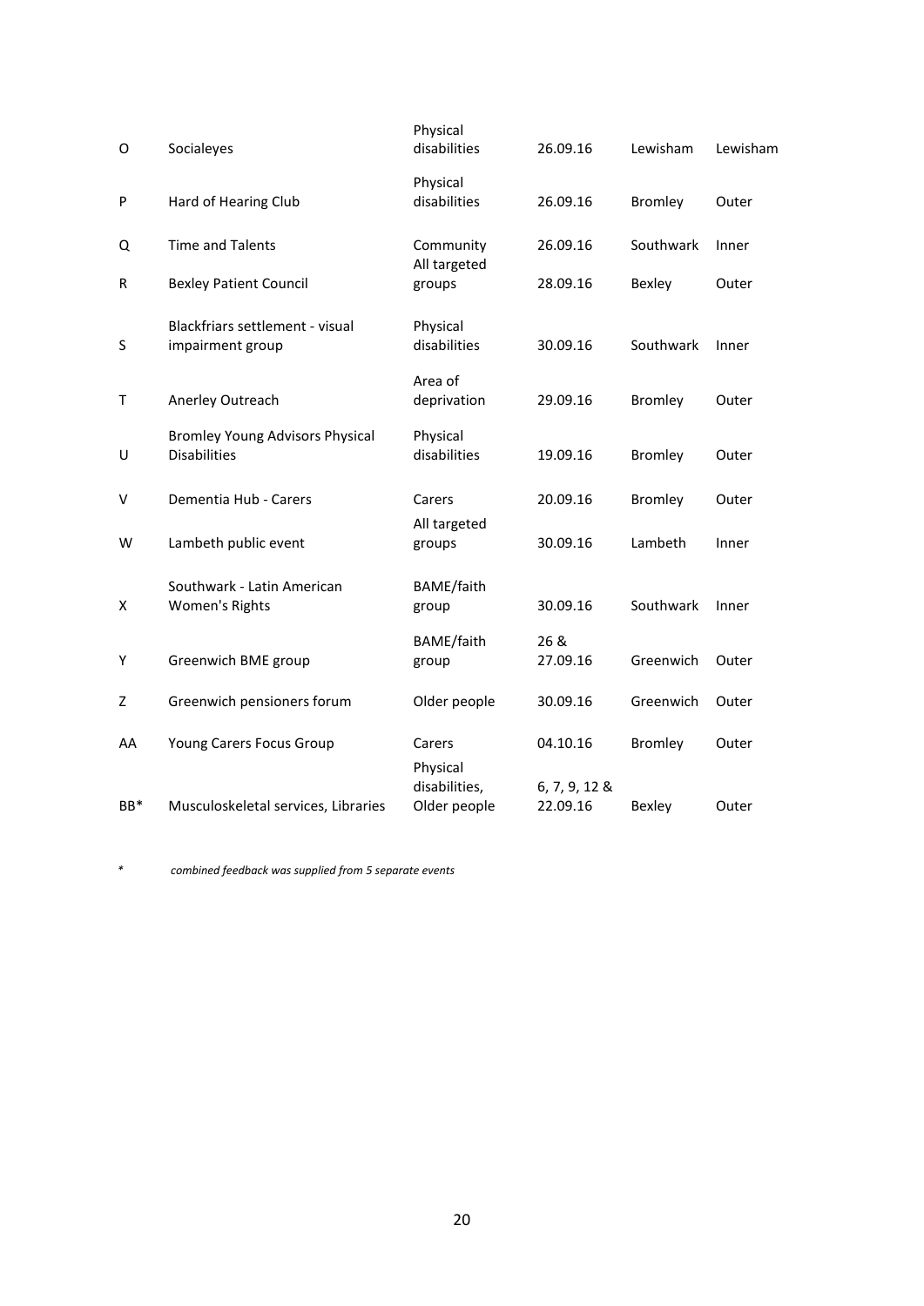| | | | | | |
|---|---|---|---|---|---|
| O | Socialeyes | Physical disabilities | 26.09.16 | Lewisham | Lewisham |
| P | Hard of Hearing Club | Physical disabilities | 26.09.16 | Bromley | Outer |
| Q | Time and Talents | Community | 26.09.16 | Southwark | Inner |
| R | Bexley Patient Council | All targeted groups | 28.09.16 | Bexley | Outer |
| S | Blackfriars settlement - visual impairment group | Physical disabilities | 30.09.16 | Southwark | Inner |
| T | Anerley Outreach | Area of deprivation | 29.09.16 | Bromley | Outer |
| U | Bromley Young Advisors Physical Disabilities | Physical disabilities | 19.09.16 | Bromley | Outer |
| V | Dementia Hub - Carers | Carers | 20.09.16 | Bromley | Outer |
| W | Lambeth public event | All targeted groups | 30.09.16 | Lambeth | Inner |
| X | Southwark - Latin American Women's Rights | BAME/faith group | 30.09.16 | Southwark | Inner |
| Y | Greenwich BME group | BAME/faith group | 26 & 27.09.16 | Greenwich | Outer |
| Z | Greenwich pensioners forum | Older people | 30.09.16 | Greenwich | Outer |
| AA | Young Carers Focus Group | Carers | 04.10.16 | Bromley | Outer |
| BB* | Musculoskeletal services, Libraries | Physical disabilities, Older people | 6, 7, 9, 12 & 22.09.16 | Bexley | Outer |

\* *combined feedback was supplied from 5 separate events*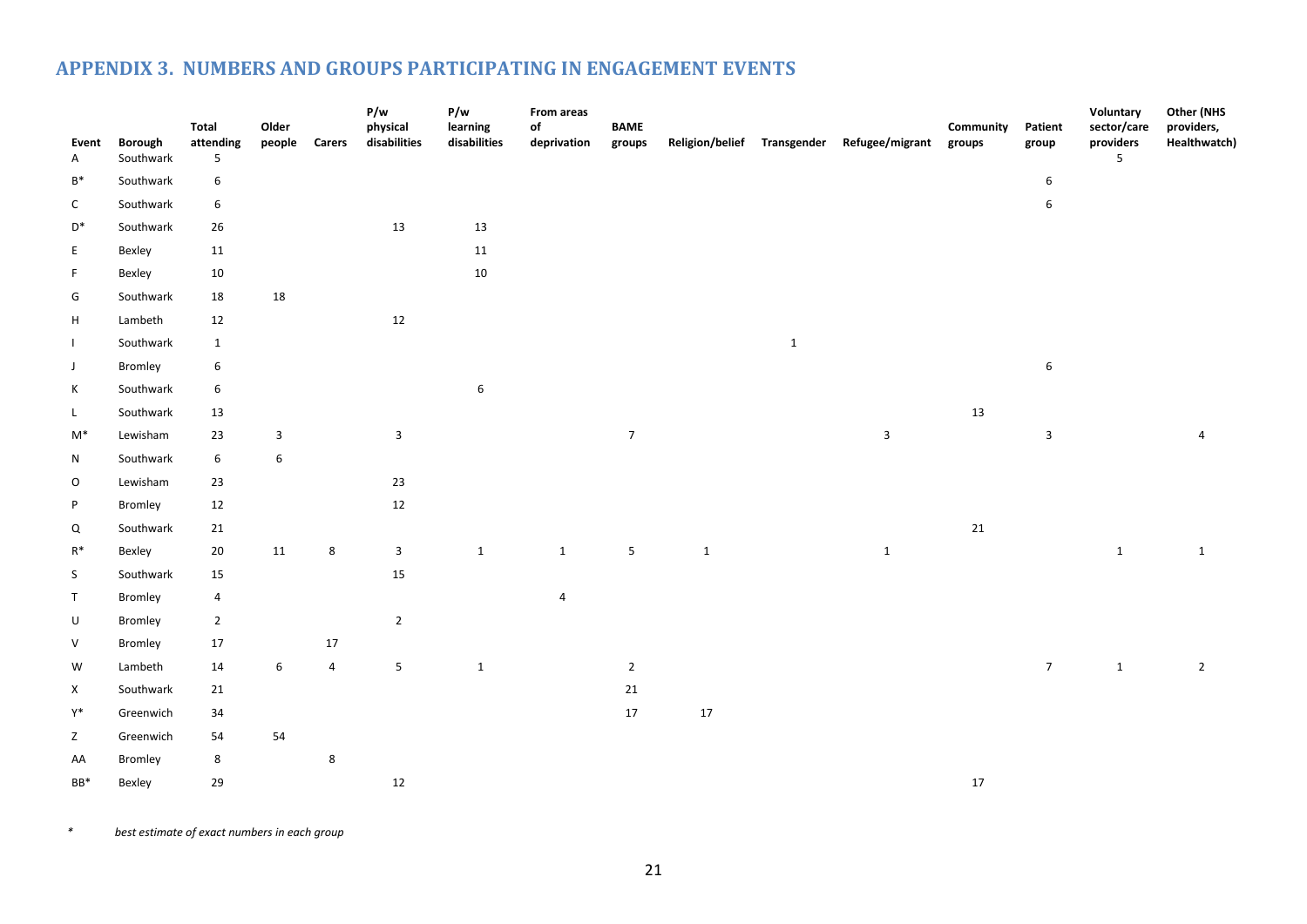## APPENDIX 3. NUMBERS AND GROUPS PARTICIPATING IN ENGAGEMENT EVENTS

| Event | Borough | Total attending | Older people | Carers | P/w physical disabilities | P/w learning disabilities | From areas of deprivation | BAME groups | Religion/belief | Transgender | Refugee/migrant | Community groups | Patient group | Voluntary sector/care providers | Other (NHS providers, Healthwatch) |
|---|---|---|---|---|---|---|---|---|---|---|---|---|---|---|---|
| A | Southwark | 5 | | | | | | | | | | | | 5 | |
| B* | Southwark | 6 | | | | | | | | | | | 6 | | |
| C | Southwark | 6 | | | | | | | | | | | 6 | | |
| D* | Southwark | 26 | | | 13 | 13 | | | | | | | | | |
| E | Bexley | 11 | | | | 11 | | | | | | | | | |
| F | Bexley | 10 | | | | 10 | | | | | | | | | |
| G | Southwark | 18 | 18 | | | | | | | | | | | | |
| H | Lambeth | 12 | | | 12 | | | | | | | | | | |
| I | Southwark | 1 | | | | | | | | 1 | | | | | |
| J | Bromley | 6 | | | | | | | | | | | 6 | | |
| K | Southwark | 6 | | | | 6 | | | | | | | | | |
| L | Southwark | 13 | | | | | | | | | | 13 | | | |
| M* | Lewisham | 23 | 3 | | 3 | | | 7 | | | 3 | | 3 | | 4 |
| N | Southwark | 6 | 6 | | | | | | | | | | | | |
| O | Lewisham | 23 | | | 23 | | | | | | | | | | |
| P | Bromley | 12 | | | 12 | | | | | | | | | | |
| Q | Southwark | 21 | | | | | | | | | | 21 | | | |
| R* | Bexley | 20 | 11 | 8 | 3 | 1 | 1 | 5 | 1 | | 1 | | | 1 | 1 |
| S | Southwark | 15 | | | 15 | | | | | | | | | | |
| T | Bromley | 4 | | | | | 4 | | | | | | | | |
| U | Bromley | 2 | | | 2 | | | | | | | | | | |
| V | Bromley | 17 | | 17 | | | | | | | | | | | |
| W | Lambeth | 14 | 6 | 4 | 5 | 1 | | 2 | | | | | 7 | 1 | 2 |
| X | Southwark | 21 | | | | | | 21 | | | | | | | |
| Y* | Greenwich | 34 | | | | | | 17 | 17 | | | | | | |
| Z | Greenwich | 54 | 54 | | | | | | | | | | | | |
| AA | Bromley | 8 | | 8 | | | | | | | | | | | |
| BB* | Bexley | 29 | | | 12 | | | | | | | 17 | | | |

\* *best estimate of exact numbers in each group*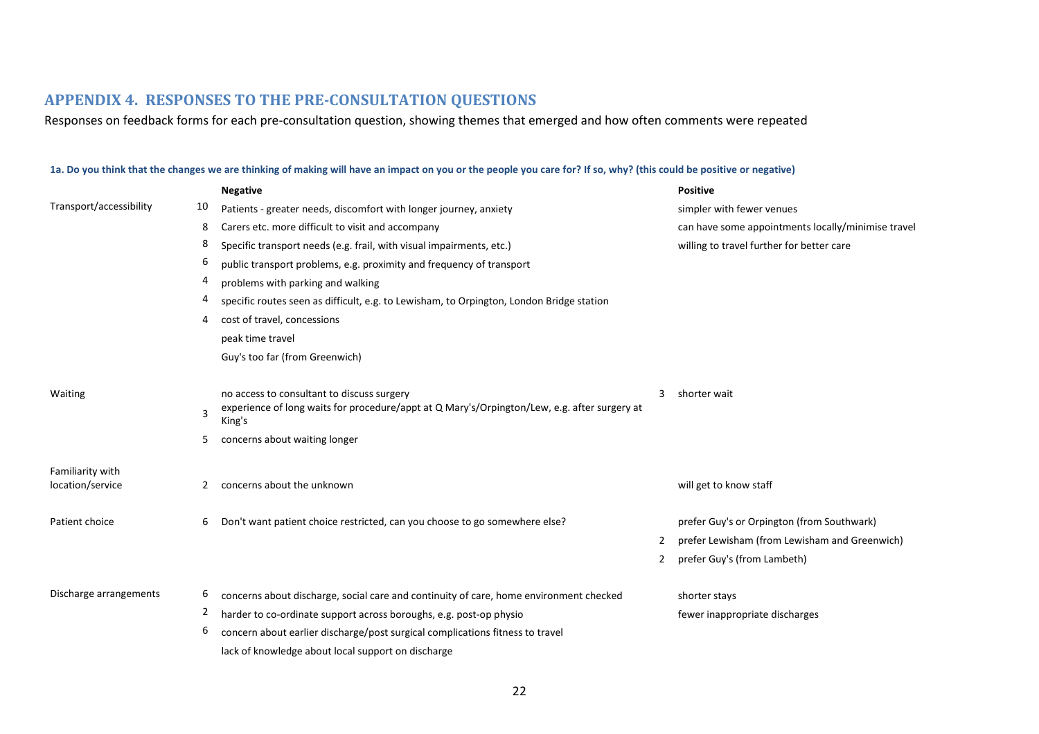## APPENDIX 4. RESPONSES TO THE PRE-CONSULTATION QUESTIONS

Responses on feedback forms for each pre-consultation question, showing themes that emerged and how often comments were repeated

**1a. Do you think that the changes we are thinking of making will have an impact on you or the people you care for? If so, why? (this could be positive or negative)**

| | | Negative | | Positive |
|---|---|---|---|---|
| Transport/accessibility | 10 | Patients - greater needs, discomfort with longer journey, anxiety | | simpler with fewer venues |
| | 8 | Carers etc. more difficult to visit and accompany | | can have some appointments locally/minimise travel |
| | 8 | Specific transport needs (e.g. frail, with visual impairments, etc.) | | willing to travel further for better care |
| | 6 | public transport problems, e.g. proximity and frequency of transport | | |
| | 4 | problems with parking and walking | | |
| | 4 | specific routes seen as difficult, e.g. to Lewisham, to Orpington, London Bridge station | | |
| | 4 | cost of travel, concessions | | |
| | | peak time travel | | |
| | | Guy's too far (from Greenwich) | | |
| Waiting | | no access to consultant to discuss surgery | 3 | shorter wait |
| | 3 | experience of long waits for procedure/appt at Q Mary's/Orpington/Lew, e.g. after surgery at King's | | |
| | 5 | concerns about waiting longer | | |
| Familiarity with location/service | 2 | concerns about the unknown | | will get to know staff |
| Patient choice | 6 | Don't want patient choice restricted, can you choose to go somewhere else? | | prefer Guy's or Orpington (from Southwark) |
| | | | 2 | prefer Lewisham (from Lewisham and Greenwich) |
| | | | 2 | prefer Guy's (from Lambeth) |
| Discharge arrangements | 6 | concerns about discharge, social care and continuity of care, home environment checked | | shorter stays |
| | 2 | harder to co-ordinate support across boroughs, e.g. post-op physio | | fewer inappropriate discharges |
| | 6 | concern about earlier discharge/post surgical complications fitness to travel | | |
| | | lack of knowledge about local support on discharge | | |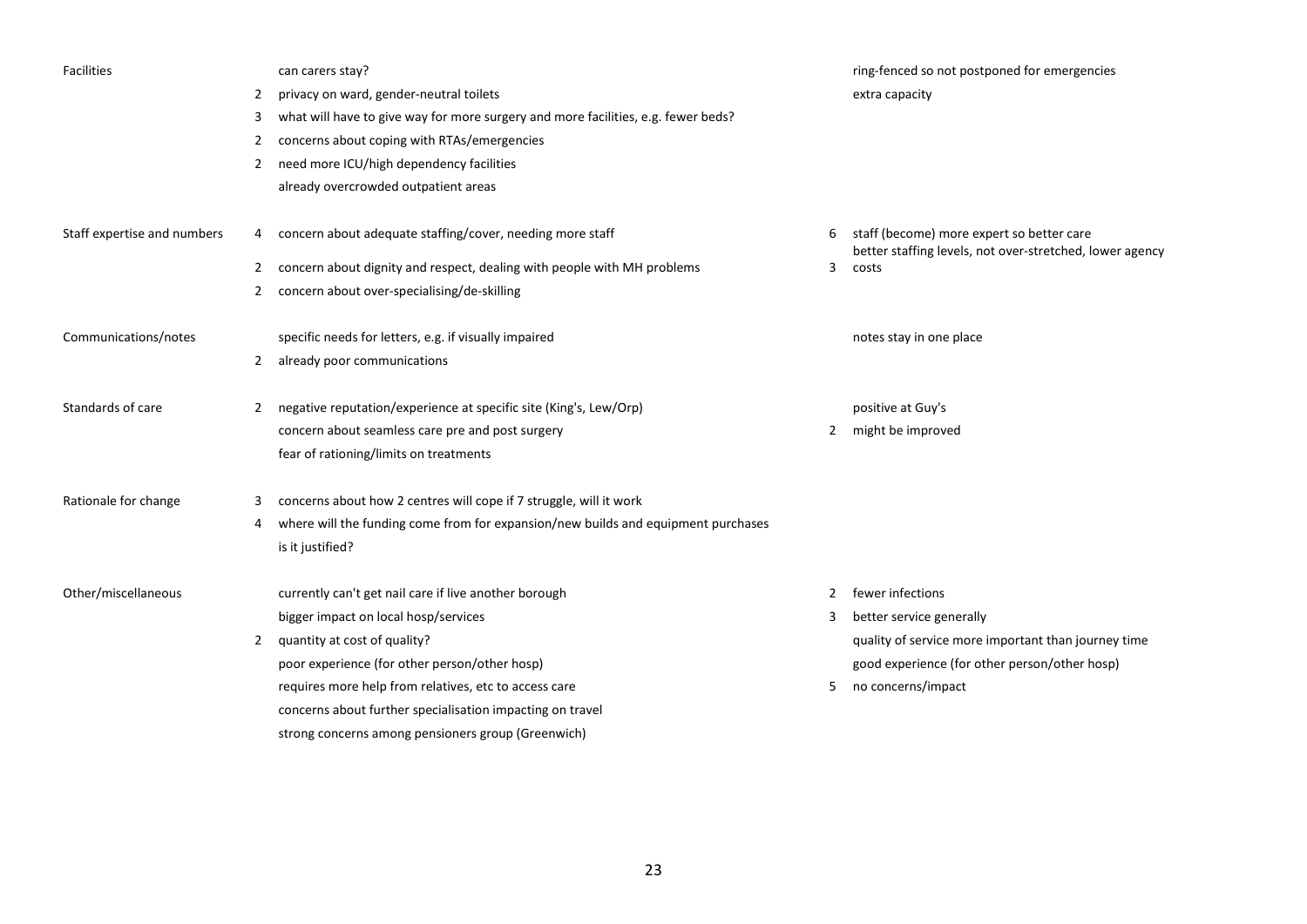| Theme | Count | Concerns | Count | Positives |
|---|---|---|---|---|
| Facilities | | can carers stay? | | ring-fenced so not postponed for emergencies |
| | 2 | privacy on ward, gender-neutral toilets | | extra capacity |
| | 3 | what will have to give way for more surgery and more facilities, e.g. fewer beds? | | |
| | 2 | concerns about coping with RTAs/emergencies | | |
| | 2 | need more ICU/high dependency facilities | | |
| | | already overcrowded outpatient areas | | |
| Staff expertise and numbers | 4 | concern about adequate staffing/cover, needing more staff | 6 | staff (become) more expert so better care |
| | 2 | concern about dignity and respect, dealing with people with MH problems | 3 | better staffing levels, not over-stretched, lower agency costs |
| | 2 | concern about over-specialising/de-skilling | | |
| Communications/notes | | specific needs for letters, e.g. if visually impaired | | notes stay in one place |
| | 2 | already poor communications | | |
| Standards of care | 2 | negative reputation/experience at specific site (King's, Lew/Orp) | | positive at Guy's |
| | | concern about seamless care pre and post surgery | 2 | might be improved |
| | | fear of rationing/limits on treatments | | |
| Rationale for change | 3 | concerns about how 2 centres will cope if 7 struggle, will it work | | |
| | 4 | where will the funding come from for expansion/new builds and equipment purchases | | |
| | | is it justified? | | |
| Other/miscellaneous | | currently can't get nail care if live another borough | 2 | fewer infections |
| | | bigger impact on local hosp/services | 3 | better service generally |
| | 2 | quantity at cost of quality? | | quality of service more important than journey time |
| | | poor experience (for other person/other hosp) | | good experience (for other person/other hosp) |
| | | requires more help from relatives, etc to access care | 5 | no concerns/impact |
| | | concerns about further specialisation impacting on travel | | |
| | | strong concerns among pensioners group (Greenwich) | | |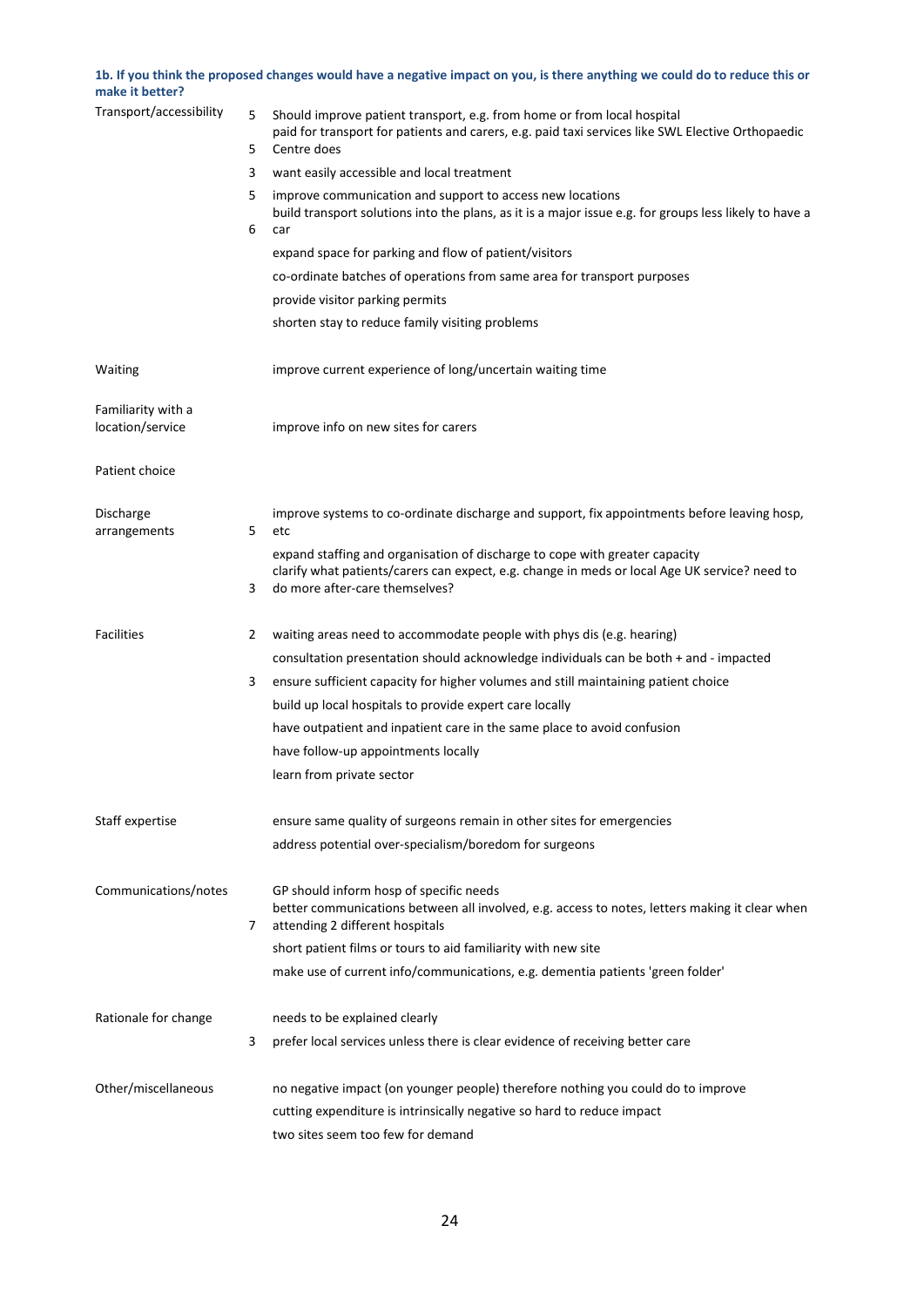**1b. If you think the proposed changes would have a negative impact on you, is there anything we could do to reduce this or make it better?**

| Theme | Count | Response |
|---|---|---|
| Transport/accessibility | 5 | Should improve patient transport, e.g. from home or from local hospital |
| | 5 | paid for transport for patients and carers, e.g. paid taxi services like SWL Elective Orthopaedic Centre does |
| | 3 | want easily accessible and local treatment |
| | 5 | improve communication and support to access new locations |
| | 6 | build transport solutions into the plans, as it is a major issue e.g. for groups less likely to have a car |
| | | expand space for parking and flow of patient/visitors |
| | | co-ordinate batches of operations from same area for transport purposes |
| | | provide visitor parking permits |
| | | shorten stay to reduce family visiting problems |
| Waiting | | improve current experience of long/uncertain waiting time |
| Familiarity with a location/service | | improve info on new sites for carers |
| Patient choice | | |
| Discharge arrangements | 5 | improve systems to co-ordinate discharge and support, fix appointments before leaving hosp, etc |
| | | expand staffing and organisation of discharge to cope with greater capacity |
| | 3 | clarify what patients/carers can expect, e.g. change in meds or local Age UK service? need to do more after-care themselves? |
| Facilities | 2 | waiting areas need to accommodate people with phys dis (e.g. hearing) |
| | | consultation presentation should acknowledge individuals can be both + and - impacted |
| | 3 | ensure sufficient capacity for higher volumes and still maintaining patient choice |
| | | build up local hospitals to provide expert care locally |
| | | have outpatient and inpatient care in the same place to avoid confusion |
| | | have follow-up appointments locally |
| | | learn from private sector |
| Staff expertise | | ensure same quality of surgeons remain in other sites for emergencies |
| | | address potential over-specialism/boredom for surgeons |
| Communications/notes | | GP should inform hosp of specific needs |
| | 7 | better communications between all involved, e.g. access to notes, letters making it clear when attending 2 different hospitals |
| | | short patient films or tours to aid familiarity with new site |
| | | make use of current info/communications, e.g. dementia patients 'green folder' |
| Rationale for change | | needs to be explained clearly |
| | 3 | prefer local services unless there is clear evidence of receiving better care |
| Other/miscellaneous | | no negative impact (on younger people) therefore nothing you could do to improve |
| | | cutting expenditure is intrinsically negative so hard to reduce impact |
| | | two sites seem too few for demand |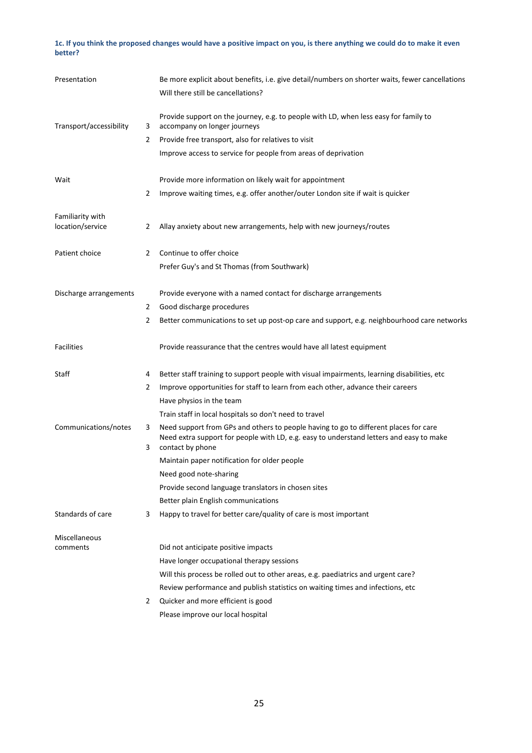**1c. If you think the proposed changes would have a positive impact on you, is there anything we could do to make it even better?**

| | | |
|---|---|---|
| Presentation | | Be more explicit about benefits, i.e. give detail/numbers on shorter waits, fewer cancellations |
| | | Will there still be cancellations? |
| Transport/accessibility | 3 | Provide support on the journey, e.g. to people with LD, when less easy for family to accompany on longer journeys |
| | 2 | Provide free transport, also for relatives to visit |
| | | Improve access to service for people from areas of deprivation |
| Wait | | Provide more information on likely wait for appointment |
| | 2 | Improve waiting times, e.g. offer another/outer London site if wait is quicker |
| Familiarity with location/service | 2 | Allay anxiety about new arrangements, help with new journeys/routes |
| Patient choice | 2 | Continue to offer choice |
| | | Prefer Guy's and St Thomas (from Southwark) |
| Discharge arrangements | | Provide everyone with a named contact for discharge arrangements |
| | 2 | Good discharge procedures |
| | 2 | Better communications to set up post-op care and support, e.g. neighbourhood care networks |
| Facilities | | Provide reassurance that the centres would have all latest equipment |
| Staff | 4 | Better staff training to support people with visual impairments, learning disabilities, etc |
| | 2 | Improve opportunities for staff to learn from each other, advance their careers |
| | | Have physios in the team |
| | | Train staff in local hospitals so don't need to travel |
| Communications/notes | 3 | Need support from GPs and others to people having to go to different places for care |
| | 3 | Need extra support for people with LD, e.g. easy to understand letters and easy to make contact by phone |
| | | Maintain paper notification for older people |
| | | Need good note-sharing |
| | | Provide second language translators in chosen sites |
| | | Better plain English communications |
| Standards of care | 3 | Happy to travel for better care/quality of care is most important |
| Miscellaneous comments | | Did not anticipate positive impacts |
| | | Have longer occupational therapy sessions |
| | | Will this process be rolled out to other areas, e.g. paediatrics and urgent care? |
| | | Review performance and publish statistics on waiting times and infections, etc |
| | 2 | Quicker and more efficient is good |
| | | Please improve our local hospital |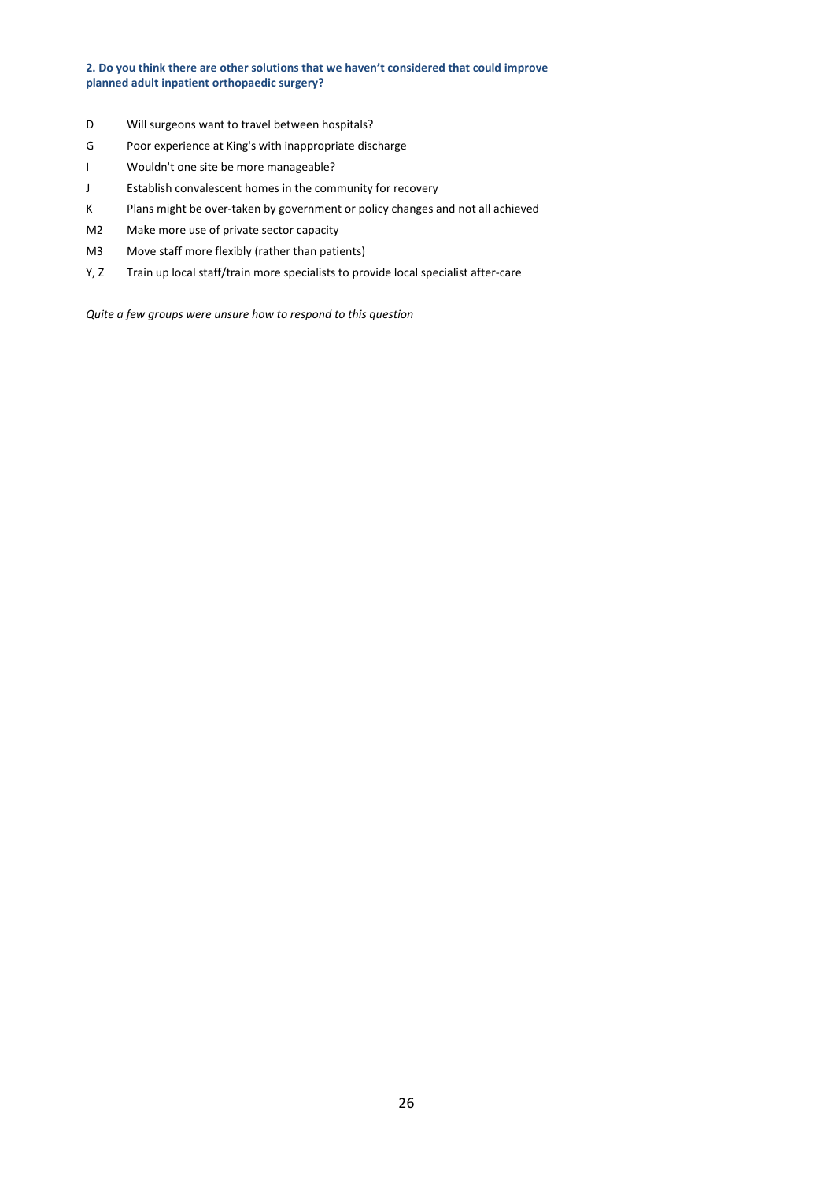**2. Do you think there are other solutions that we haven't considered that could improve planned adult inpatient orthopaedic surgery?**

| | |
|---|---|
| D | Will surgeons want to travel between hospitals? |
| G | Poor experience at King's with inappropriate discharge |
| I | Wouldn't one site be more manageable? |
| J | Establish convalescent homes in the community for recovery |
| K | Plans might be over-taken by government or policy changes and not all achieved |
| M2 | Make more use of private sector capacity |
| M3 | Move staff more flexibly (rather than patients) |
| Y, Z | Train up local staff/train more specialists to provide local specialist after-care |

*Quite a few groups were unsure how to respond to this question*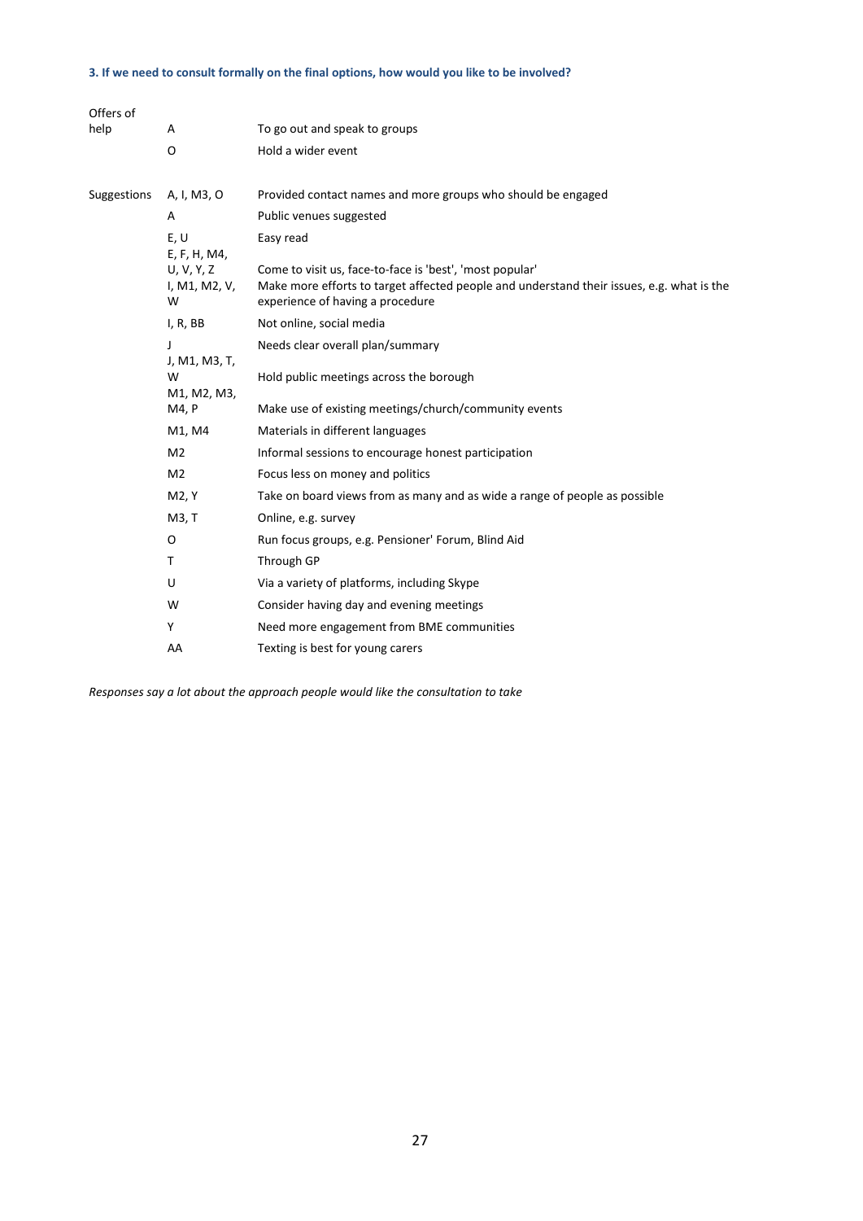**3. If we need to consult formally on the final options, how would you like to be involved?**

| | | |
|---|---|---|
| Offers of help | A | To go out and speak to groups |
| | O | Hold a wider event |
| Suggestions | A, I, M3, O | Provided contact names and more groups who should be engaged |
| | A | Public venues suggested |
| | E, U | Easy read |
| | E, F, H, M4, U, V, Y, Z | Come to visit us, face-to-face is 'best', 'most popular' |
| | I, M1, M2, V, W | Make more efforts to target affected people and understand their issues, e.g. what is the experience of having a procedure |
| | I, R, BB | Not online, social media |
| | J | Needs clear overall plan/summary |
| | J, M1, M3, T, W | Hold public meetings across the borough |
| | M1, M2, M3, M4, P | Make use of existing meetings/church/community events |
| | M1, M4 | Materials in different languages |
| | M2 | Informal sessions to encourage honest participation |
| | M2 | Focus less on money and politics |
| | M2, Y | Take on board views from as many and as wide a range of people as possible |
| | M3, T | Online, e.g. survey |
| | O | Run focus groups, e.g. Pensioner' Forum, Blind Aid |
| | T | Through GP |
| | U | Via a variety of platforms, including Skype |
| | W | Consider having day and evening meetings |
| | Y | Need more engagement from BME communities |
| | AA | Texting is best for young carers |

*Responses say a lot about the approach people would like the consultation to take*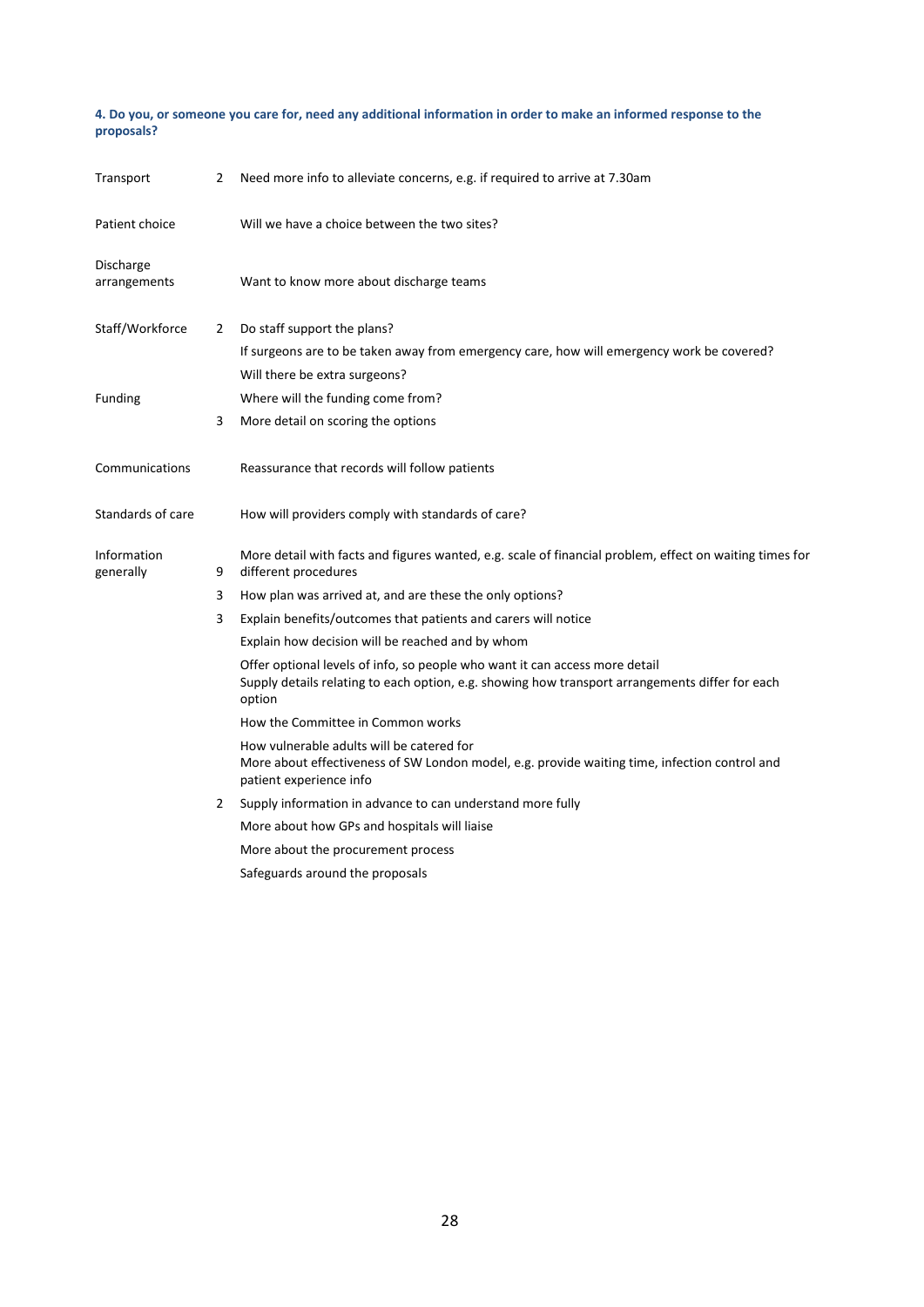**4. Do you, or someone you care for, need any additional information in order to make an informed response to the proposals?**

| | | |
|---|---|---|
| Transport | 2 | Need more info to alleviate concerns, e.g. if required to arrive at 7.30am |
| Patient choice | | Will we have a choice between the two sites? |
| Discharge arrangements | | Want to know more about discharge teams |
| Staff/Workforce | 2 | Do staff support the plans? |
| | | If surgeons are to be taken away from emergency care, how will emergency work be covered? |
| | | Will there be extra surgeons? |
| Funding | | Where will the funding come from? |
| | 3 | More detail on scoring the options |
| Communications | | Reassurance that records will follow patients |
| Standards of care | | How will providers comply with standards of care? |
| Information generally | 9 | More detail with facts and figures wanted, e.g. scale of financial problem, effect on waiting times for different procedures |
| | 3 | How plan was arrived at, and are these the only options? |
| | 3 | Explain benefits/outcomes that patients and carers will notice |
| | | Explain how decision will be reached and by whom |
| | | Offer optional levels of info, so people who want it can access more detail |
| | | Supply details relating to each option, e.g. showing how transport arrangements differ for each option |
| | | How the Committee in Common works |
| | | How vulnerable adults will be catered for |
| | | More about effectiveness of SW London model, e.g. provide waiting time, infection control and patient experience info |
| | 2 | Supply information in advance to can understand more fully |
| | | More about how GPs and hospitals will liaise |
| | | More about the procurement process |
| | | Safeguards around the proposals |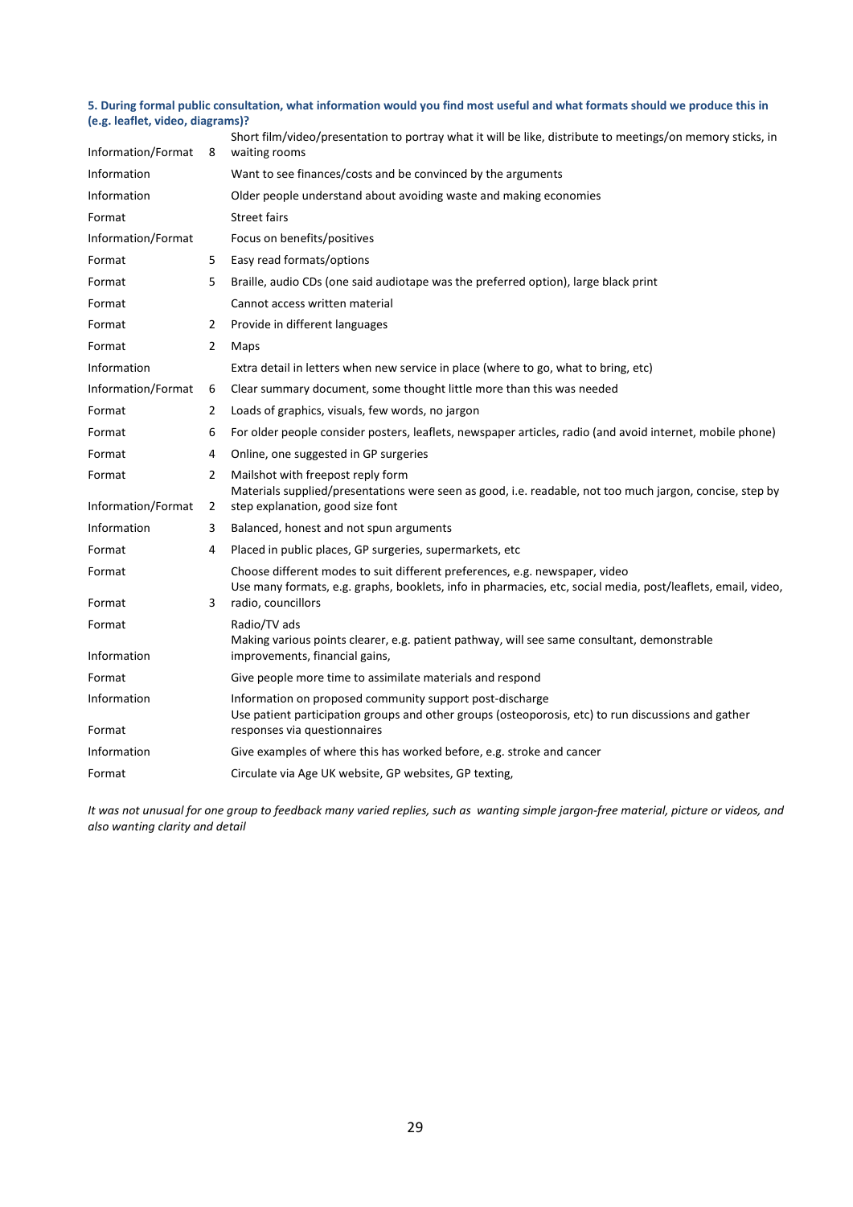**5. During formal public consultation, what information would you find most useful and what formats should we produce this in (e.g. leaflet, video, diagrams)?**

| | | |
|---|---|---|
| Information/Format | 8 | Short film/video/presentation to portray what it will be like, distribute to meetings/on memory sticks, in waiting rooms |
| Information | | Want to see finances/costs and be convinced by the arguments |
| Information | | Older people understand about avoiding waste and making economies |
| Format | | Street fairs |
| Information/Format | | Focus on benefits/positives |
| Format | 5 | Easy read formats/options |
| Format | 5 | Braille, audio CDs (one said audiotape was the preferred option), large black print |
| Format | | Cannot access written material |
| Format | 2 | Provide in different languages |
| Format | 2 | Maps |
| Information | | Extra detail in letters when new service in place (where to go, what to bring, etc) |
| Information/Format | 6 | Clear summary document, some thought little more than this was needed |
| Format | 2 | Loads of graphics, visuals, few words, no jargon |
| Format | 6 | For older people consider posters, leaflets, newspaper articles, radio (and avoid internet, mobile phone) |
| Format | 4 | Online, one suggested in GP surgeries |
| Format | 2 | Mailshot with freepost reply form |
| Information/Format | 2 | Materials supplied/presentations were seen as good, i.e. readable, not too much jargon, concise, step by step explanation, good size font |
| Information | 3 | Balanced, honest and not spun arguments |
| Format | 4 | Placed in public places, GP surgeries, supermarkets, etc |
| Format | | Choose different modes to suit different preferences, e.g. newspaper, video |
| Format | 3 | Use many formats, e.g. graphs, booklets, info in pharmacies, etc, social media, post/leaflets, email, video, radio, councillors |
| Format | | Radio/TV ads |
| Information | | Making various points clearer, e.g. patient pathway, will see same consultant, demonstrable improvements, financial gains, |
| Format | | Give people more time to assimilate materials and respond |
| Information | | Information on proposed community support post-discharge |
| Format | | Use patient participation groups and other groups (osteoporosis, etc) to run discussions and gather responses via questionnaires |
| Information | | Give examples of where this has worked before, e.g. stroke and cancer |
| Format | | Circulate via Age UK website, GP websites, GP texting, |

*It was not unusual for one group to feedback many varied replies, such as wanting simple jargon-free material, picture or videos, and also wanting clarity and detail*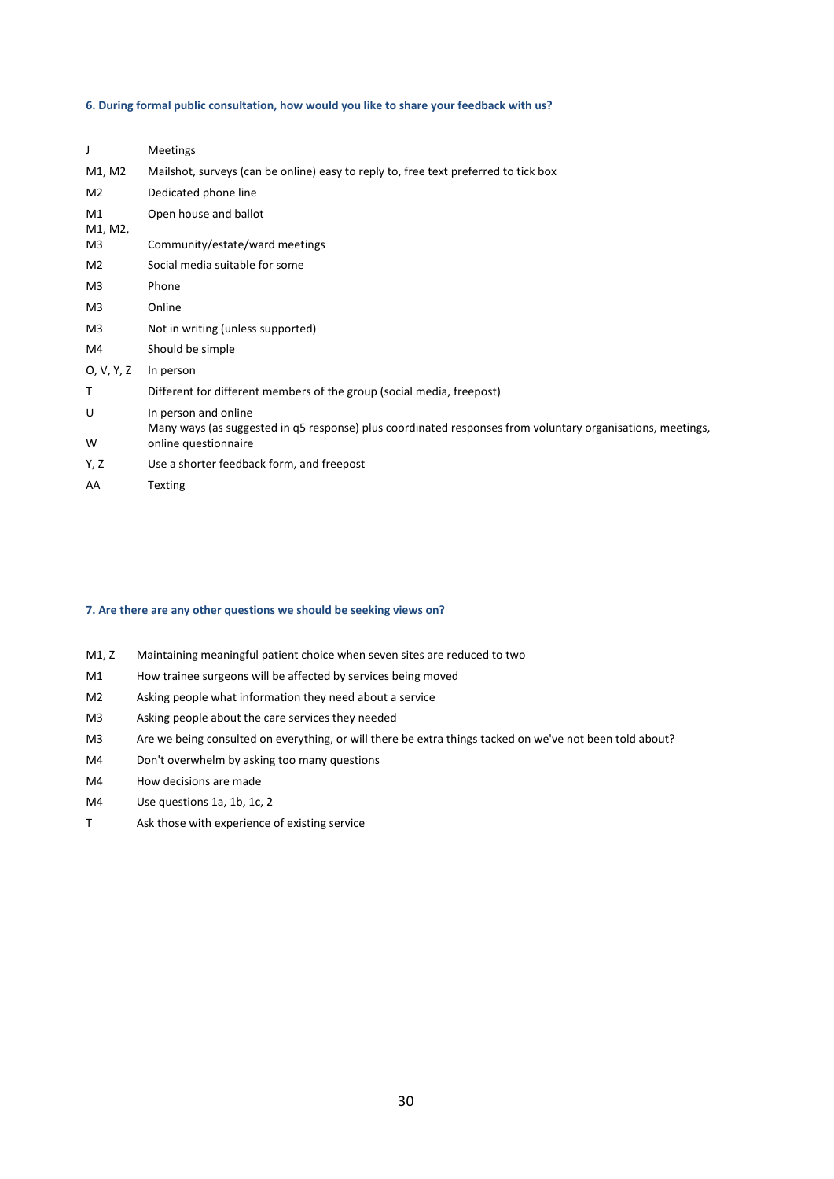#### 6. During formal public consultation, how would you like to share your feedback with us?

| | |
|---|---|
| J | Meetings |
| M1, M2 | Mailshot, surveys (can be online) easy to reply to, free text preferred to tick box |
| M2 | Dedicated phone line |
| M1 | Open house and ballot |
| M1, M2, M3 | Community/estate/ward meetings |
| M2 | Social media suitable for some |
| M3 | Phone |
| M3 | Online |
| M3 | Not in writing (unless supported) |
| M4 | Should be simple |
| O, V, Y, Z | In person |
| T | Different for different members of the group (social media, freepost) |
| U | In person and online |
| W | Many ways (as suggested in q5 response) plus coordinated responses from voluntary organisations, meetings, online questionnaire |
| Y, Z | Use a shorter feedback form, and freepost |
| AA | Texting |

#### 7. Are there are any other questions we should be seeking views on?

| | |
|---|---|
| M1, Z | Maintaining meaningful patient choice when seven sites are reduced to two |
| M1 | How trainee surgeons will be affected by services being moved |
| M2 | Asking people what information they need about a service |
| M3 | Asking people about the care services they needed |
| M3 | Are we being consulted on everything, or will there be extra things tacked on we've not been told about? |
| M4 | Don't overwhelm by asking too many questions |
| M4 | How decisions are made |
| M4 | Use questions 1a, 1b, 1c, 2 |
| T | Ask those with experience of existing service |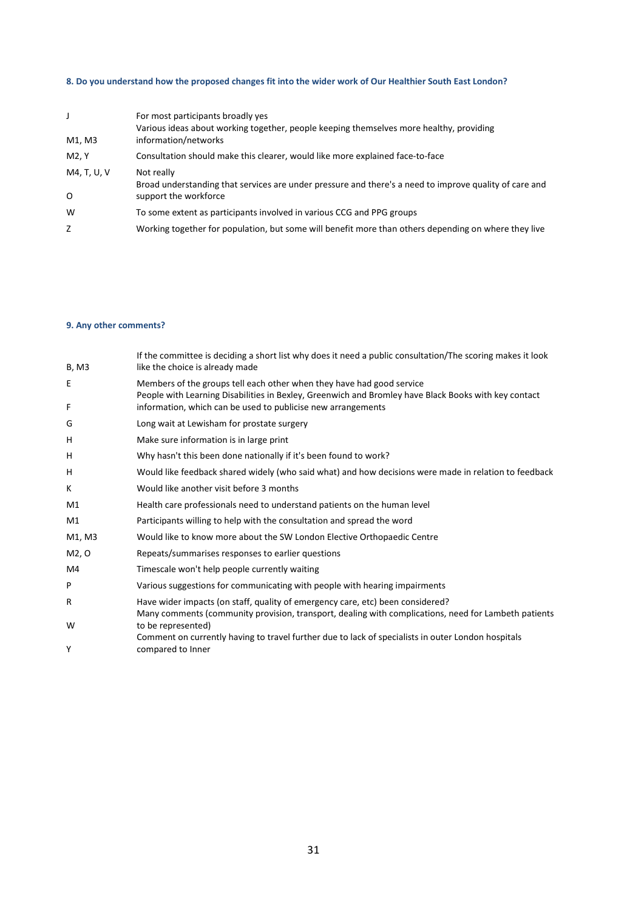### 8. Do you understand how the proposed changes fit into the wider work of Our Healthier South East London?

| | |
|---|---|
| J | For most participants broadly yes |
| M1, M3 | Various ideas about working together, people keeping themselves more healthy, providing information/networks |
| M2, Y | Consultation should make this clearer, would like more explained face-to-face |
| M4, T, U, V | Not really |
| O | Broad understanding that services are under pressure and there's a need to improve quality of care and support the workforce |
| W | To some extent as participants involved in various CCG and PPG groups |
| Z | Working together for population, but some will benefit more than others depending on where they live |

### 9. Any other comments?

| | |
|---|---|
| B, M3 | If the committee is deciding a short list why does it need a public consultation/The scoring makes it look like the choice is already made |
| E | Members of the groups tell each other when they have had good service |
| F | People with Learning Disabilities in Bexley, Greenwich and Bromley have Black Books with key contact information, which can be used to publicise new arrangements |
| G | Long wait at Lewisham for prostate surgery |
| H | Make sure information is in large print |
| H | Why hasn't this been done nationally if it's been found to work? |
| H | Would like feedback shared widely (who said what) and how decisions were made in relation to feedback |
| K | Would like another visit before 3 months |
| M1 | Health care professionals need to understand patients on the human level |
| M1 | Participants willing to help with the consultation and spread the word |
| M1, M3 | Would like to know more about the SW London Elective Orthopaedic Centre |
| M2, O | Repeats/summarises responses to earlier questions |
| M4 | Timescale won't help people currently waiting |
| P | Various suggestions for communicating with people with hearing impairments |
| R | Have wider impacts (on staff, quality of emergency care, etc) been considered? |
| W | Many comments (community provision, transport, dealing with complications, need for Lambeth patients to be represented) |
| Y | Comment on currently having to travel further due to lack of specialists in outer London hospitals compared to Inner |